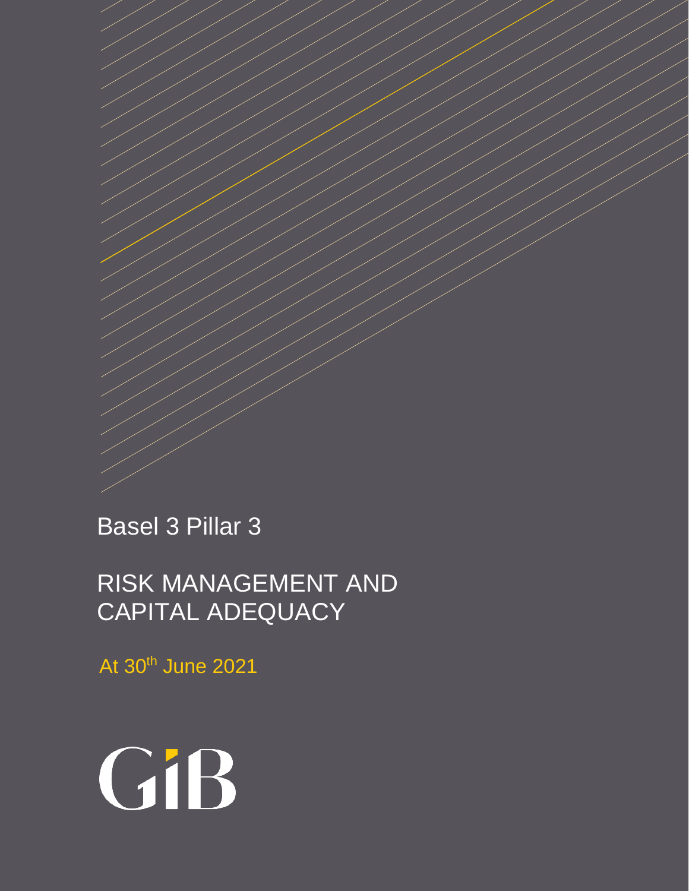# Basel 3 Pillar 3

# RISK MANAGEMENT AND CAPITAL ADEQUACY

At 30th June 2021

GIB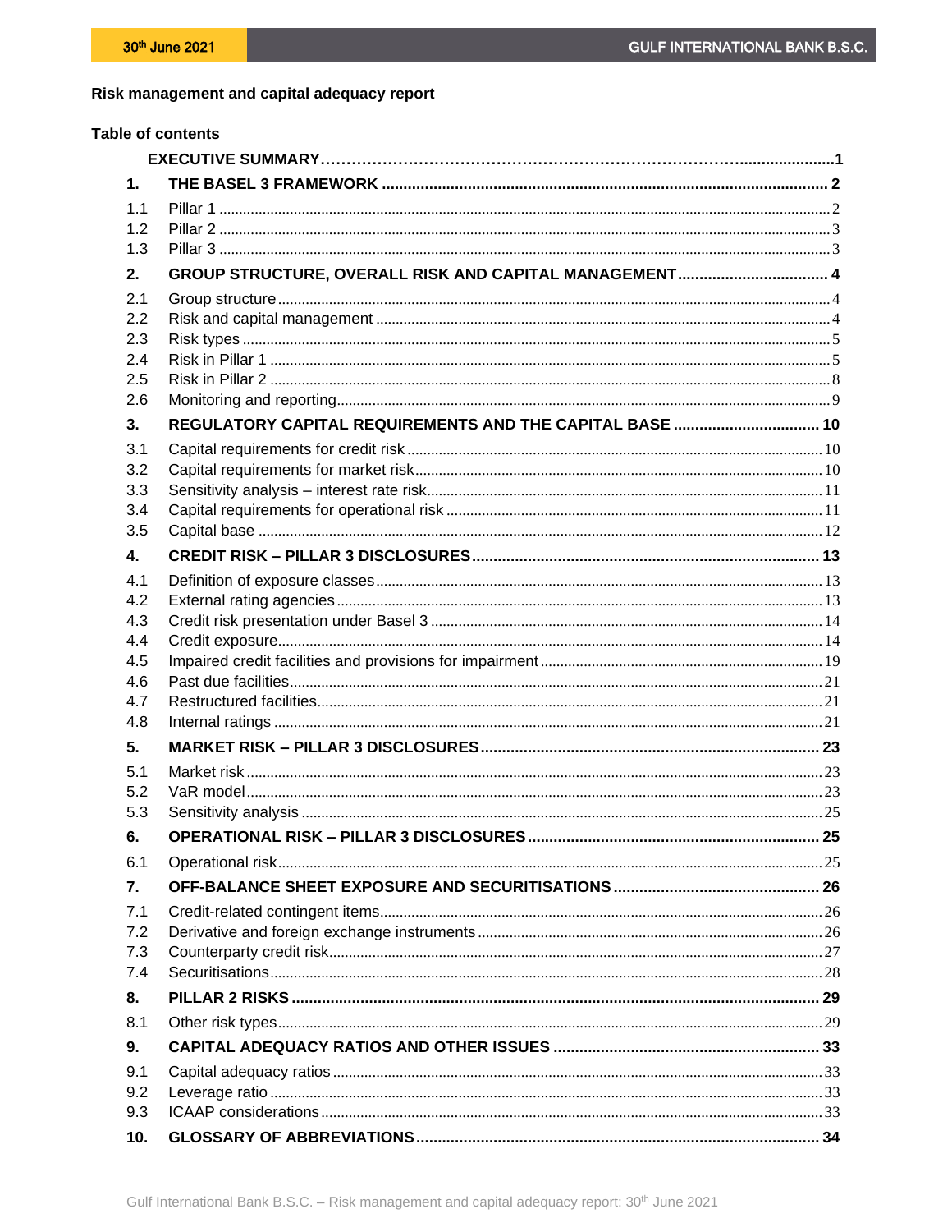# Risk management and capital adequacy report

## Table of contents

| | | |
|---|---|---|
| | **EXECUTIVE SUMMARY** | **1** |
| **1.** | **THE BASEL 3 FRAMEWORK** | **2** |
| 1.1 | Pillar 1 | 2 |
| 1.2 | Pillar 2 | 3 |
| 1.3 | Pillar 3 | 3 |
| **2.** | **GROUP STRUCTURE, OVERALL RISK AND CAPITAL MANAGEMENT** | **4** |
| 2.1 | Group structure | 4 |
| 2.2 | Risk and capital management | 4 |
| 2.3 | Risk types | 5 |
| 2.4 | Risk in Pillar 1 | 5 |
| 2.5 | Risk in Pillar 2 | 8 |
| 2.6 | Monitoring and reporting | 9 |
| **3.** | **REGULATORY CAPITAL REQUIREMENTS AND THE CAPITAL BASE** | **10** |
| 3.1 | Capital requirements for credit risk | 10 |
| 3.2 | Capital requirements for market risk | 10 |
| 3.3 | Sensitivity analysis – interest rate risk | 11 |
| 3.4 | Capital requirements for operational risk | 11 |
| 3.5 | Capital base | 12 |
| **4.** | **CREDIT RISK – PILLAR 3 DISCLOSURES** | **13** |
| 4.1 | Definition of exposure classes | 13 |
| 4.2 | External rating agencies | 13 |
| 4.3 | Credit risk presentation under Basel 3 | 14 |
| 4.4 | Credit exposure | 14 |
| 4.5 | Impaired credit facilities and provisions for impairment | 19 |
| 4.6 | Past due facilities | 21 |
| 4.7 | Restructured facilities | 21 |
| 4.8 | Internal ratings | 21 |
| **5.** | **MARKET RISK – PILLAR 3 DISCLOSURES** | **23** |
| 5.1 | Market risk | 23 |
| 5.2 | VaR model | 23 |
| 5.3 | Sensitivity analysis | 25 |
| **6.** | **OPERATIONAL RISK – PILLAR 3 DISCLOSURES** | **25** |
| 6.1 | Operational risk | 25 |
| **7.** | **OFF-BALANCE SHEET EXPOSURE AND SECURITISATIONS** | **26** |
| 7.1 | Credit-related contingent items | 26 |
| 7.2 | Derivative and foreign exchange instruments | 26 |
| 7.3 | Counterparty credit risk | 27 |
| 7.4 | Securitisations | 28 |
| **8.** | **PILLAR 2 RISKS** | **29** |
| 8.1 | Other risk types | 29 |
| **9.** | **CAPITAL ADEQUACY RATIOS AND OTHER ISSUES** | **33** |
| 9.1 | Capital adequacy ratios | 33 |
| 9.2 | Leverage ratio | 33 |
| 9.3 | ICAAP considerations | 33 |
| **10.** | **GLOSSARY OF ABBREVIATIONS** | **34** |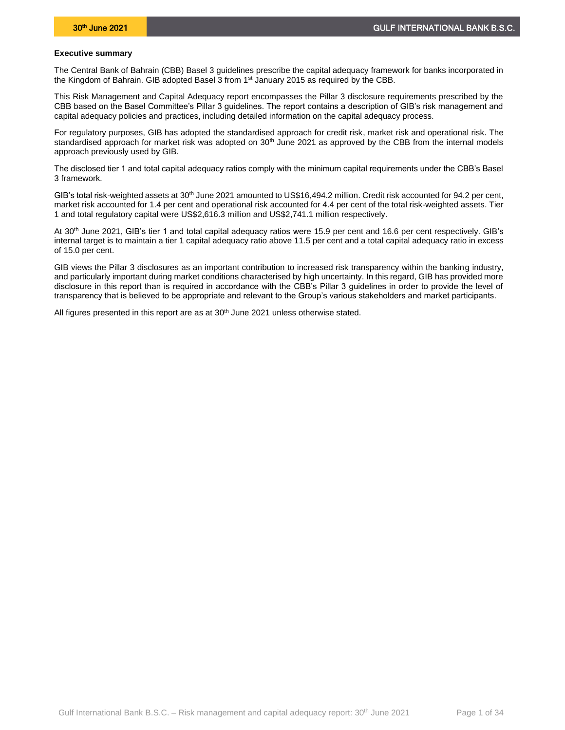**Executive summary**

The Central Bank of Bahrain (CBB) Basel 3 guidelines prescribe the capital adequacy framework for banks incorporated in the Kingdom of Bahrain. GIB adopted Basel 3 from 1st January 2015 as required by the CBB.

This Risk Management and Capital Adequacy report encompasses the Pillar 3 disclosure requirements prescribed by the CBB based on the Basel Committee's Pillar 3 guidelines. The report contains a description of GIB's risk management and capital adequacy policies and practices, including detailed information on the capital adequacy process.

For regulatory purposes, GIB has adopted the standardised approach for credit risk, market risk and operational risk. The standardised approach for market risk was adopted on 30th June 2021 as approved by the CBB from the internal models approach previously used by GIB.

The disclosed tier 1 and total capital adequacy ratios comply with the minimum capital requirements under the CBB's Basel 3 framework.

GIB's total risk-weighted assets at 30th June 2021 amounted to US$16,494.2 million. Credit risk accounted for 94.2 per cent, market risk accounted for 1.4 per cent and operational risk accounted for 4.4 per cent of the total risk-weighted assets. Tier 1 and total regulatory capital were US$2,616.3 million and US$2,741.1 million respectively.

At 30th June 2021, GIB's tier 1 and total capital adequacy ratios were 15.9 per cent and 16.6 per cent respectively. GIB's internal target is to maintain a tier 1 capital adequacy ratio above 11.5 per cent and a total capital adequacy ratio in excess of 15.0 per cent.

GIB views the Pillar 3 disclosures as an important contribution to increased risk transparency within the banking industry, and particularly important during market conditions characterised by high uncertainty. In this regard, GIB has provided more disclosure in this report than is required in accordance with the CBB's Pillar 3 guidelines in order to provide the level of transparency that is believed to be appropriate and relevant to the Group's various stakeholders and market participants.

All figures presented in this report are as at 30th June 2021 unless otherwise stated.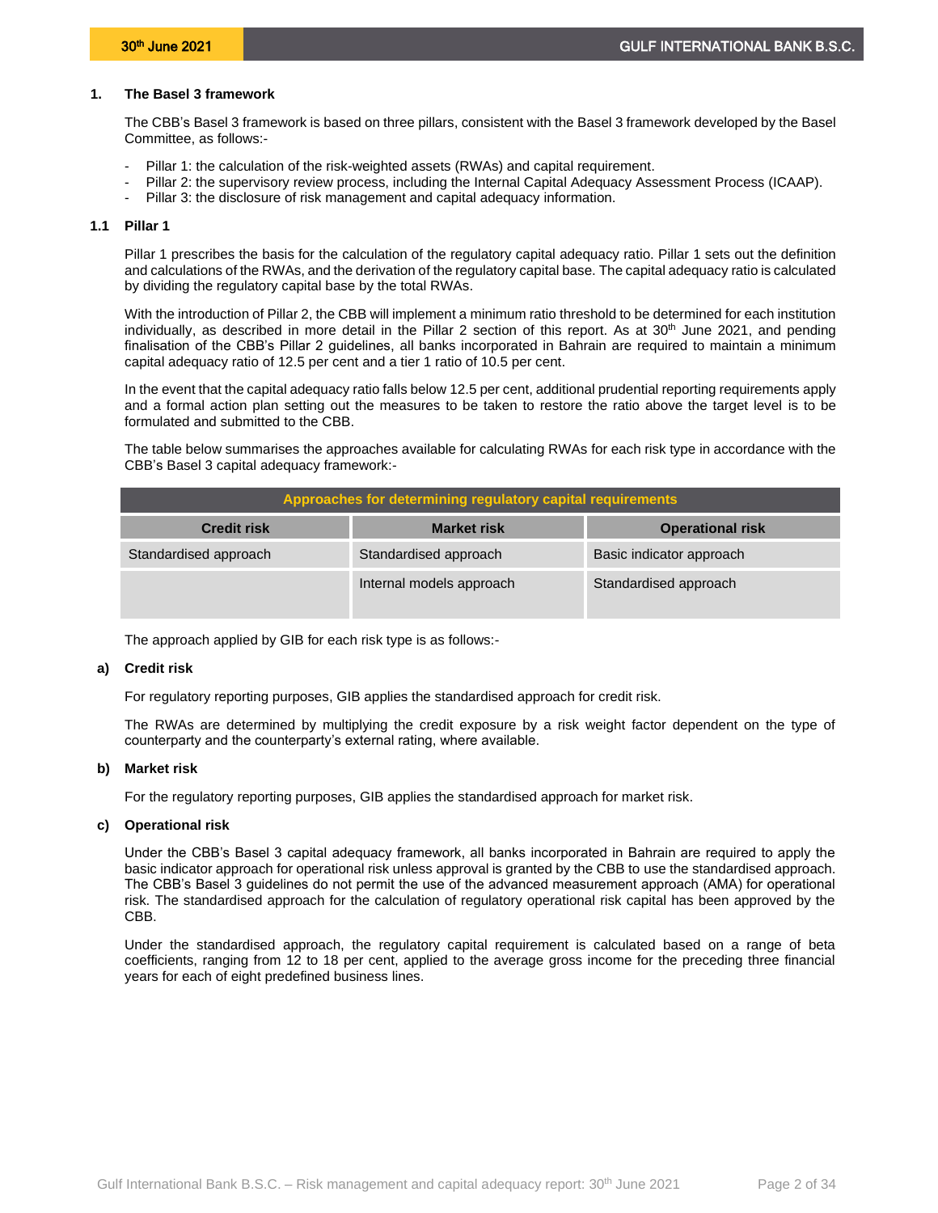## 1. The Basel 3 framework

The CBB's Basel 3 framework is based on three pillars, consistent with the Basel 3 framework developed by the Basel Committee, as follows:-

- Pillar 1: the calculation of the risk-weighted assets (RWAs) and capital requirement.
- Pillar 2: the supervisory review process, including the Internal Capital Adequacy Assessment Process (ICAAP).
- Pillar 3: the disclosure of risk management and capital adequacy information.

### 1.1 Pillar 1

Pillar 1 prescribes the basis for the calculation of the regulatory capital adequacy ratio. Pillar 1 sets out the definition and calculations of the RWAs, and the derivation of the regulatory capital base. The capital adequacy ratio is calculated by dividing the regulatory capital base by the total RWAs.

With the introduction of Pillar 2, the CBB will implement a minimum ratio threshold to be determined for each institution individually, as described in more detail in the Pillar 2 section of this report. As at 30th June 2021, and pending finalisation of the CBB's Pillar 2 guidelines, all banks incorporated in Bahrain are required to maintain a minimum capital adequacy ratio of 12.5 per cent and a tier 1 ratio of 10.5 per cent.

In the event that the capital adequacy ratio falls below 12.5 per cent, additional prudential reporting requirements apply and a formal action plan setting out the measures to be taken to restore the ratio above the target level is to be formulated and submitted to the CBB.

The table below summarises the approaches available for calculating RWAs for each risk type in accordance with the CBB's Basel 3 capital adequacy framework:-

| Approaches for determining regulatory capital requirements | | |
|---|---|---|
| **Credit risk** | **Market risk** | **Operational risk** |
| Standardised approach | Standardised approach | Basic indicator approach |
| | Internal models approach | Standardised approach |

The approach applied by GIB for each risk type is as follows:-

**a) Credit risk**

For regulatory reporting purposes, GIB applies the standardised approach for credit risk.

The RWAs are determined by multiplying the credit exposure by a risk weight factor dependent on the type of counterparty and the counterparty's external rating, where available.

**b) Market risk**

For the regulatory reporting purposes, GIB applies the standardised approach for market risk.

**c) Operational risk**

Under the CBB's Basel 3 capital adequacy framework, all banks incorporated in Bahrain are required to apply the basic indicator approach for operational risk unless approval is granted by the CBB to use the standardised approach. The CBB's Basel 3 guidelines do not permit the use of the advanced measurement approach (AMA) for operational risk. The standardised approach for the calculation of regulatory operational risk capital has been approved by the CBB.

Under the standardised approach, the regulatory capital requirement is calculated based on a range of beta coefficients, ranging from 12 to 18 per cent, applied to the average gross income for the preceding three financial years for each of eight predefined business lines.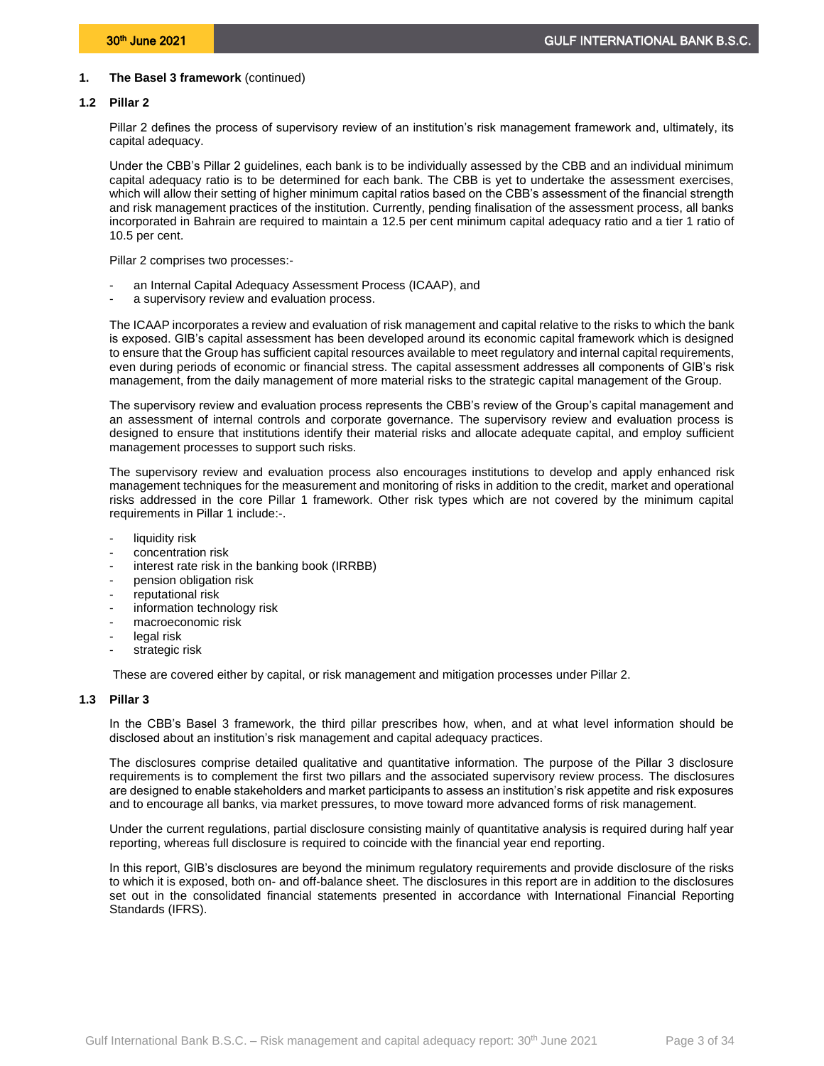## 1. The Basel 3 framework (continued)

### 1.2 Pillar 2

Pillar 2 defines the process of supervisory review of an institution's risk management framework and, ultimately, its capital adequacy.

Under the CBB's Pillar 2 guidelines, each bank is to be individually assessed by the CBB and an individual minimum capital adequacy ratio is to be determined for each bank. The CBB is yet to undertake the assessment exercises, which will allow their setting of higher minimum capital ratios based on the CBB's assessment of the financial strength and risk management practices of the institution. Currently, pending finalisation of the assessment process, all banks incorporated in Bahrain are required to maintain a 12.5 per cent minimum capital adequacy ratio and a tier 1 ratio of 10.5 per cent.

Pillar 2 comprises two processes:-

- an Internal Capital Adequacy Assessment Process (ICAAP), and
- a supervisory review and evaluation process.

The ICAAP incorporates a review and evaluation of risk management and capital relative to the risks to which the bank is exposed. GIB's capital assessment has been developed around its economic capital framework which is designed to ensure that the Group has sufficient capital resources available to meet regulatory and internal capital requirements, even during periods of economic or financial stress. The capital assessment addresses all components of GIB's risk management, from the daily management of more material risks to the strategic capital management of the Group.

The supervisory review and evaluation process represents the CBB's review of the Group's capital management and an assessment of internal controls and corporate governance. The supervisory review and evaluation process is designed to ensure that institutions identify their material risks and allocate adequate capital, and employ sufficient management processes to support such risks.

The supervisory review and evaluation process also encourages institutions to develop and apply enhanced risk management techniques for the measurement and monitoring of risks in addition to the credit, market and operational risks addressed in the core Pillar 1 framework. Other risk types which are not covered by the minimum capital requirements in Pillar 1 include:-.

- liquidity risk
- concentration risk
- interest rate risk in the banking book (IRRBB)
- pension obligation risk
- reputational risk
- information technology risk
- macroeconomic risk
- legal risk
- strategic risk

These are covered either by capital, or risk management and mitigation processes under Pillar 2.

### 1.3 Pillar 3

In the CBB's Basel 3 framework, the third pillar prescribes how, when, and at what level information should be disclosed about an institution's risk management and capital adequacy practices.

The disclosures comprise detailed qualitative and quantitative information. The purpose of the Pillar 3 disclosure requirements is to complement the first two pillars and the associated supervisory review process. The disclosures are designed to enable stakeholders and market participants to assess an institution's risk appetite and risk exposures and to encourage all banks, via market pressures, to move toward more advanced forms of risk management.

Under the current regulations, partial disclosure consisting mainly of quantitative analysis is required during half year reporting, whereas full disclosure is required to coincide with the financial year end reporting.

In this report, GIB's disclosures are beyond the minimum regulatory requirements and provide disclosure of the risks to which it is exposed, both on- and off-balance sheet. The disclosures in this report are in addition to the disclosures set out in the consolidated financial statements presented in accordance with International Financial Reporting Standards (IFRS).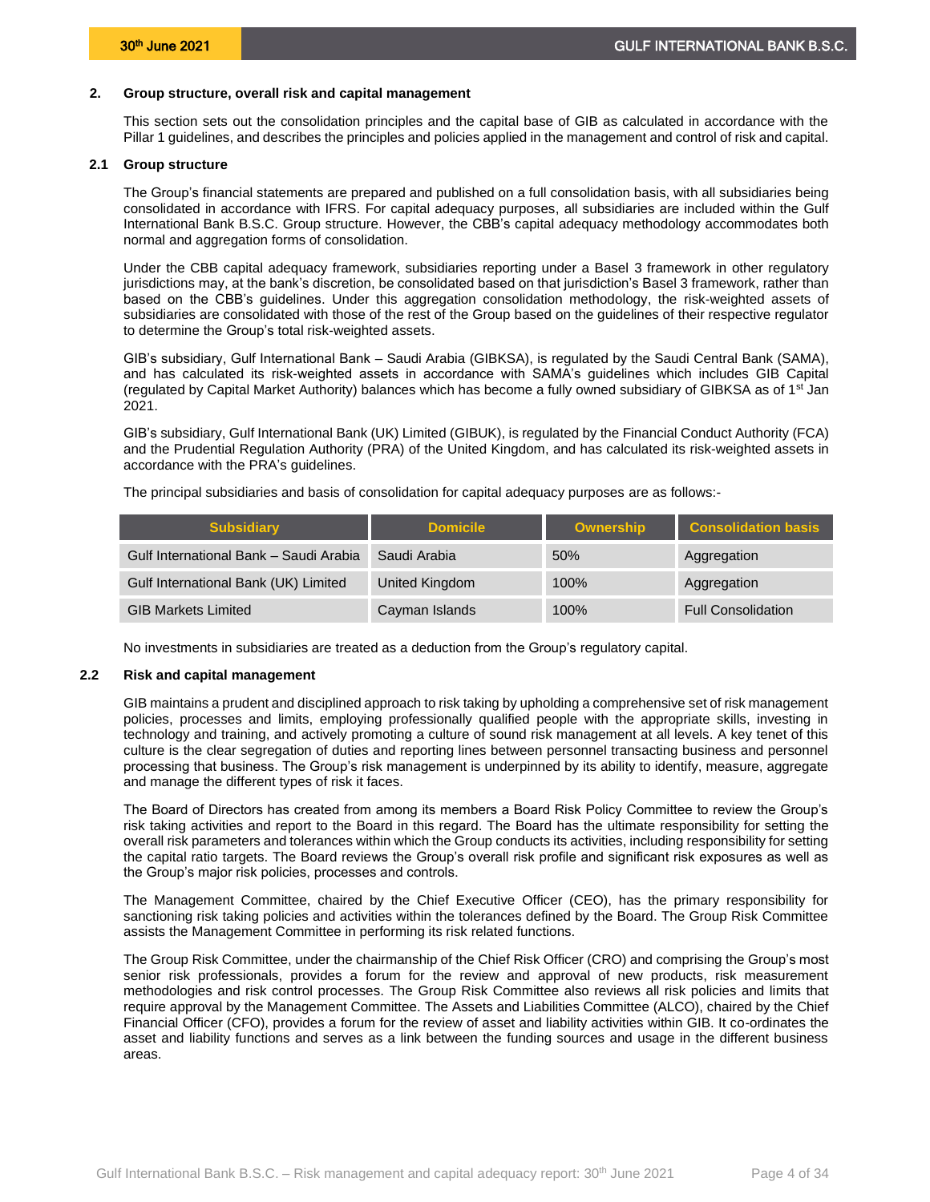## 2. Group structure, overall risk and capital management

This section sets out the consolidation principles and the capital base of GIB as calculated in accordance with the Pillar 1 guidelines, and describes the principles and policies applied in the management and control of risk and capital.

### 2.1 Group structure

The Group's financial statements are prepared and published on a full consolidation basis, with all subsidiaries being consolidated in accordance with IFRS. For capital adequacy purposes, all subsidiaries are included within the Gulf International Bank B.S.C. Group structure. However, the CBB's capital adequacy methodology accommodates both normal and aggregation forms of consolidation.

Under the CBB capital adequacy framework, subsidiaries reporting under a Basel 3 framework in other regulatory jurisdictions may, at the bank's discretion, be consolidated based on that jurisdiction's Basel 3 framework, rather than based on the CBB's guidelines. Under this aggregation consolidation methodology, the risk-weighted assets of subsidiaries are consolidated with those of the rest of the Group based on the guidelines of their respective regulator to determine the Group's total risk-weighted assets.

GIB's subsidiary, Gulf International Bank – Saudi Arabia (GIBKSA), is regulated by the Saudi Central Bank (SAMA), and has calculated its risk-weighted assets in accordance with SAMA's guidelines which includes GIB Capital (regulated by Capital Market Authority) balances which has become a fully owned subsidiary of GIBKSA as of 1st Jan 2021.

GIB's subsidiary, Gulf International Bank (UK) Limited (GIBUK), is regulated by the Financial Conduct Authority (FCA) and the Prudential Regulation Authority (PRA) of the United Kingdom, and has calculated its risk-weighted assets in accordance with the PRA's guidelines.

The principal subsidiaries and basis of consolidation for capital adequacy purposes are as follows:-

| Subsidiary | Domicile | Ownership | Consolidation basis |
|---|---|---|---|
| Gulf International Bank – Saudi Arabia | Saudi Arabia | 50% | Aggregation |
| Gulf International Bank (UK) Limited | United Kingdom | 100% | Aggregation |
| GIB Markets Limited | Cayman Islands | 100% | Full Consolidation |

No investments in subsidiaries are treated as a deduction from the Group's regulatory capital.

### 2.2 Risk and capital management

GIB maintains a prudent and disciplined approach to risk taking by upholding a comprehensive set of risk management policies, processes and limits, employing professionally qualified people with the appropriate skills, investing in technology and training, and actively promoting a culture of sound risk management at all levels. A key tenet of this culture is the clear segregation of duties and reporting lines between personnel transacting business and personnel processing that business. The Group's risk management is underpinned by its ability to identify, measure, aggregate and manage the different types of risk it faces.

The Board of Directors has created from among its members a Board Risk Policy Committee to review the Group's risk taking activities and report to the Board in this regard. The Board has the ultimate responsibility for setting the overall risk parameters and tolerances within which the Group conducts its activities, including responsibility for setting the capital ratio targets. The Board reviews the Group's overall risk profile and significant risk exposures as well as the Group's major risk policies, processes and controls.

The Management Committee, chaired by the Chief Executive Officer (CEO), has the primary responsibility for sanctioning risk taking policies and activities within the tolerances defined by the Board. The Group Risk Committee assists the Management Committee in performing its risk related functions.

The Group Risk Committee, under the chairmanship of the Chief Risk Officer (CRO) and comprising the Group's most senior risk professionals, provides a forum for the review and approval of new products, risk measurement methodologies and risk control processes. The Group Risk Committee also reviews all risk policies and limits that require approval by the Management Committee. The Assets and Liabilities Committee (ALCO), chaired by the Chief Financial Officer (CFO), provides a forum for the review of asset and liability activities within GIB. It co-ordinates the asset and liability functions and serves as a link between the funding sources and usage in the different business areas.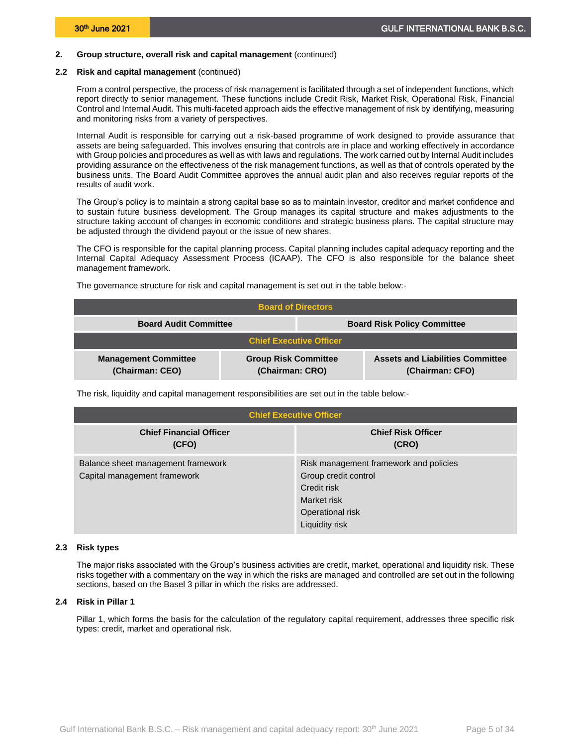## 2. Group structure, overall risk and capital management (continued)

### 2.2 Risk and capital management (continued)

From a control perspective, the process of risk management is facilitated through a set of independent functions, which report directly to senior management. These functions include Credit Risk, Market Risk, Operational Risk, Financial Control and Internal Audit. This multi-faceted approach aids the effective management of risk by identifying, measuring and monitoring risks from a variety of perspectives.

Internal Audit is responsible for carrying out a risk-based programme of work designed to provide assurance that assets are being safeguarded. This involves ensuring that controls are in place and working effectively in accordance with Group policies and procedures as well as with laws and regulations. The work carried out by Internal Audit includes providing assurance on the effectiveness of the risk management functions, as well as that of controls operated by the business units. The Board Audit Committee approves the annual audit plan and also receives regular reports of the results of audit work.

The Group's policy is to maintain a strong capital base so as to maintain investor, creditor and market confidence and to sustain future business development. The Group manages its capital structure and makes adjustments to the structure taking account of changes in economic conditions and strategic business plans. The capital structure may be adjusted through the dividend payout or the issue of new shares.

The CFO is responsible for the capital planning process. Capital planning includes capital adequacy reporting and the Internal Capital Adequacy Assessment Process (ICAAP). The CFO is also responsible for the balance sheet management framework.

The governance structure for risk and capital management is set out in the table below:-

| Board of Directors | | |
|---|---|---|
| Board Audit Committee | Board Risk Policy Committee | |
| Chief Executive Officer | | |
| Management Committee (Chairman: CEO) | Group Risk Committee (Chairman: CRO) | Assets and Liabilities Committee (Chairman: CFO) |

The risk, liquidity and capital management responsibilities are set out in the table below:-

| Chief Executive Officer | |
|---|---|
| Chief Financial Officer (CFO) | Chief Risk Officer (CRO) |
| Balance sheet management framework<br>Capital management framework | Risk management framework and policies<br>Group credit control<br>Credit risk<br>Market risk<br>Operational risk<br>Liquidity risk |

### 2.3 Risk types

The major risks associated with the Group's business activities are credit, market, operational and liquidity risk. These risks together with a commentary on the way in which the risks are managed and controlled are set out in the following sections, based on the Basel 3 pillar in which the risks are addressed.

### 2.4 Risk in Pillar 1

Pillar 1, which forms the basis for the calculation of the regulatory capital requirement, addresses three specific risk types: credit, market and operational risk.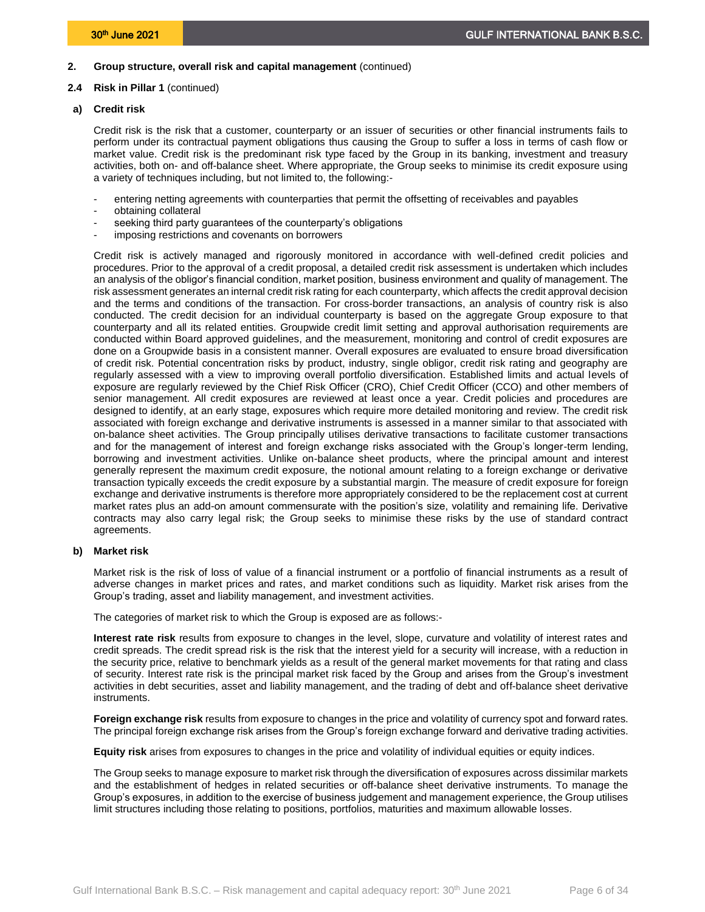## 2. Group structure, overall risk and capital management (continued)

### 2.4 Risk in Pillar 1 (continued)

#### a) Credit risk

Credit risk is the risk that a customer, counterparty or an issuer of securities or other financial instruments fails to perform under its contractual payment obligations thus causing the Group to suffer a loss in terms of cash flow or market value. Credit risk is the predominant risk type faced by the Group in its banking, investment and treasury activities, both on- and off-balance sheet. Where appropriate, the Group seeks to minimise its credit exposure using a variety of techniques including, but not limited to, the following:-

- entering netting agreements with counterparties that permit the offsetting of receivables and payables
- obtaining collateral
- seeking third party guarantees of the counterparty's obligations
- imposing restrictions and covenants on borrowers

Credit risk is actively managed and rigorously monitored in accordance with well-defined credit policies and procedures. Prior to the approval of a credit proposal, a detailed credit risk assessment is undertaken which includes an analysis of the obligor's financial condition, market position, business environment and quality of management. The risk assessment generates an internal credit risk rating for each counterparty, which affects the credit approval decision and the terms and conditions of the transaction. For cross-border transactions, an analysis of country risk is also conducted. The credit decision for an individual counterparty is based on the aggregate Group exposure to that counterparty and all its related entities. Groupwide credit limit setting and approval authorisation requirements are conducted within Board approved guidelines, and the measurement, monitoring and control of credit exposures are done on a Groupwide basis in a consistent manner. Overall exposures are evaluated to ensure broad diversification of credit risk. Potential concentration risks by product, industry, single obligor, credit risk rating and geography are regularly assessed with a view to improving overall portfolio diversification. Established limits and actual levels of exposure are regularly reviewed by the Chief Risk Officer (CRO), Chief Credit Officer (CCO) and other members of senior management. All credit exposures are reviewed at least once a year. Credit policies and procedures are designed to identify, at an early stage, exposures which require more detailed monitoring and review. The credit risk associated with foreign exchange and derivative instruments is assessed in a manner similar to that associated with on-balance sheet activities. The Group principally utilises derivative transactions to facilitate customer transactions and for the management of interest and foreign exchange risks associated with the Group's longer-term lending, borrowing and investment activities. Unlike on-balance sheet products, where the principal amount and interest generally represent the maximum credit exposure, the notional amount relating to a foreign exchange or derivative transaction typically exceeds the credit exposure by a substantial margin. The measure of credit exposure for foreign exchange and derivative instruments is therefore more appropriately considered to be the replacement cost at current market rates plus an add-on amount commensurate with the position's size, volatility and remaining life. Derivative contracts may also carry legal risk; the Group seeks to minimise these risks by the use of standard contract agreements.

#### b) Market risk

Market risk is the risk of loss of value of a financial instrument or a portfolio of financial instruments as a result of adverse changes in market prices and rates, and market conditions such as liquidity. Market risk arises from the Group's trading, asset and liability management, and investment activities.

The categories of market risk to which the Group is exposed are as follows:-

**Interest rate risk** results from exposure to changes in the level, slope, curvature and volatility of interest rates and credit spreads. The credit spread risk is the risk that the interest yield for a security will increase, with a reduction in the security price, relative to benchmark yields as a result of the general market movements for that rating and class of security. Interest rate risk is the principal market risk faced by the Group and arises from the Group's investment activities in debt securities, asset and liability management, and the trading of debt and off-balance sheet derivative instruments.

**Foreign exchange risk** results from exposure to changes in the price and volatility of currency spot and forward rates. The principal foreign exchange risk arises from the Group's foreign exchange forward and derivative trading activities.

**Equity risk** arises from exposures to changes in the price and volatility of individual equities or equity indices.

The Group seeks to manage exposure to market risk through the diversification of exposures across dissimilar markets and the establishment of hedges in related securities or off-balance sheet derivative instruments. To manage the Group's exposures, in addition to the exercise of business judgement and management experience, the Group utilises limit structures including those relating to positions, portfolios, maturities and maximum allowable losses.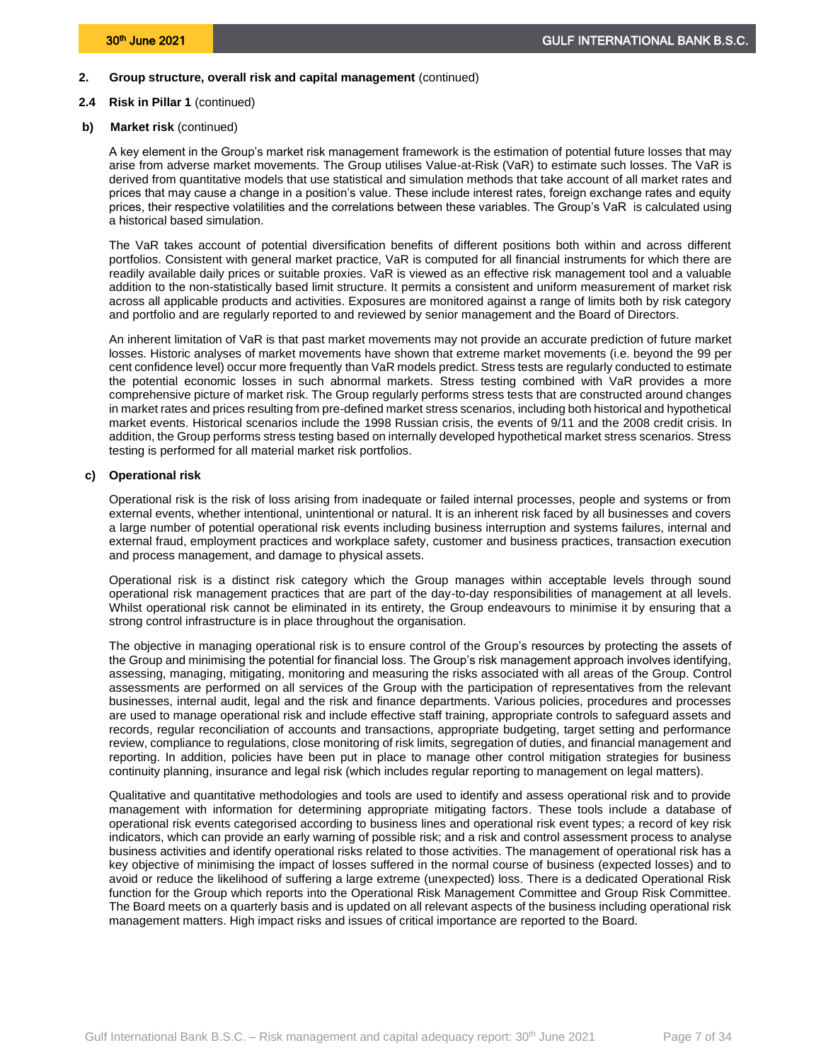## 2. Group structure, overall risk and capital management (continued)

### 2.4 Risk in Pillar 1 (continued)

#### b) Market risk (continued)

A key element in the Group's market risk management framework is the estimation of potential future losses that may arise from adverse market movements. The Group utilises Value-at-Risk (VaR) to estimate such losses. The VaR is derived from quantitative models that use statistical and simulation methods that take account of all market rates and prices that may cause a change in a position's value. These include interest rates, foreign exchange rates and equity prices, their respective volatilities and the correlations between these variables. The Group's VaR is calculated using a historical based simulation.

The VaR takes account of potential diversification benefits of different positions both within and across different portfolios. Consistent with general market practice, VaR is computed for all financial instruments for which there are readily available daily prices or suitable proxies. VaR is viewed as an effective risk management tool and a valuable addition to the non-statistically based limit structure. It permits a consistent and uniform measurement of market risk across all applicable products and activities. Exposures are monitored against a range of limits both by risk category and portfolio and are regularly reported to and reviewed by senior management and the Board of Directors.

An inherent limitation of VaR is that past market movements may not provide an accurate prediction of future market losses. Historic analyses of market movements have shown that extreme market movements (i.e. beyond the 99 per cent confidence level) occur more frequently than VaR models predict. Stress tests are regularly conducted to estimate the potential economic losses in such abnormal markets. Stress testing combined with VaR provides a more comprehensive picture of market risk. The Group regularly performs stress tests that are constructed around changes in market rates and prices resulting from pre-defined market stress scenarios, including both historical and hypothetical market events. Historical scenarios include the 1998 Russian crisis, the events of 9/11 and the 2008 credit crisis. In addition, the Group performs stress testing based on internally developed hypothetical market stress scenarios. Stress testing is performed for all material market risk portfolios.

#### c) Operational risk

Operational risk is the risk of loss arising from inadequate or failed internal processes, people and systems or from external events, whether intentional, unintentional or natural. It is an inherent risk faced by all businesses and covers a large number of potential operational risk events including business interruption and systems failures, internal and external fraud, employment practices and workplace safety, customer and business practices, transaction execution and process management, and damage to physical assets.

Operational risk is a distinct risk category which the Group manages within acceptable levels through sound operational risk management practices that are part of the day-to-day responsibilities of management at all levels. Whilst operational risk cannot be eliminated in its entirety, the Group endeavours to minimise it by ensuring that a strong control infrastructure is in place throughout the organisation.

The objective in managing operational risk is to ensure control of the Group's resources by protecting the assets of the Group and minimising the potential for financial loss. The Group's risk management approach involves identifying, assessing, managing, mitigating, monitoring and measuring the risks associated with all areas of the Group. Control assessments are performed on all services of the Group with the participation of representatives from the relevant businesses, internal audit, legal and the risk and finance departments. Various policies, procedures and processes are used to manage operational risk and include effective staff training, appropriate controls to safeguard assets and records, regular reconciliation of accounts and transactions, appropriate budgeting, target setting and performance review, compliance to regulations, close monitoring of risk limits, segregation of duties, and financial management and reporting. In addition, policies have been put in place to manage other control mitigation strategies for business continuity planning, insurance and legal risk (which includes regular reporting to management on legal matters).

Qualitative and quantitative methodologies and tools are used to identify and assess operational risk and to provide management with information for determining appropriate mitigating factors. These tools include a database of operational risk events categorised according to business lines and operational risk event types; a record of key risk indicators, which can provide an early warning of possible risk; and a risk and control assessment process to analyse business activities and identify operational risks related to those activities. The management of operational risk has a key objective of minimising the impact of losses suffered in the normal course of business (expected losses) and to avoid or reduce the likelihood of suffering a large extreme (unexpected) loss. There is a dedicated Operational Risk function for the Group which reports into the Operational Risk Management Committee and Group Risk Committee. The Board meets on a quarterly basis and is updated on all relevant aspects of the business including operational risk management matters. High impact risks and issues of critical importance are reported to the Board.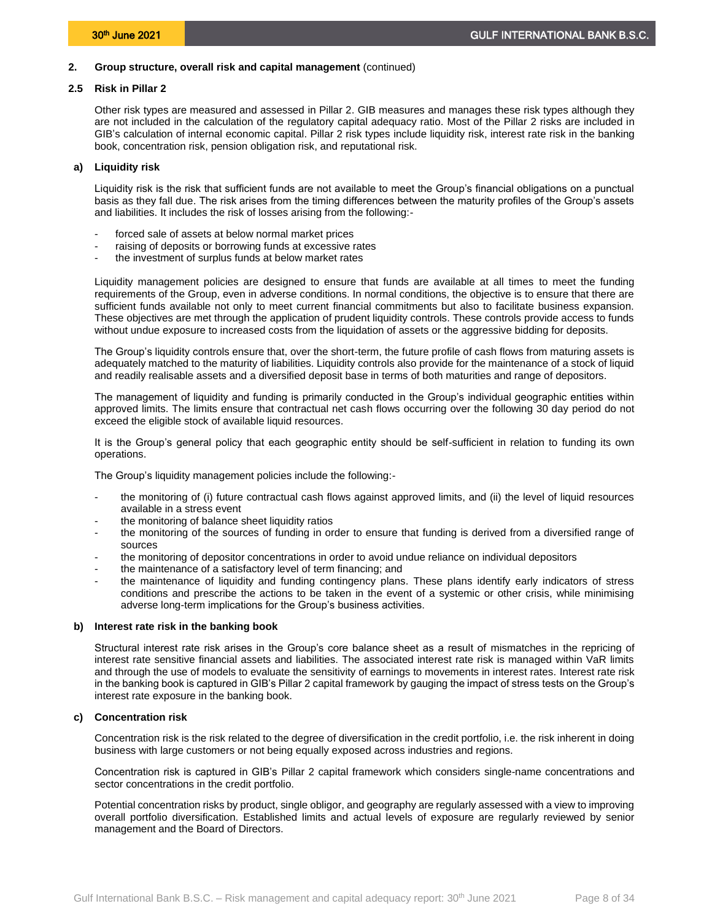## 2. Group structure, overall risk and capital management (continued)

### 2.5 Risk in Pillar 2

Other risk types are measured and assessed in Pillar 2. GIB measures and manages these risk types although they are not included in the calculation of the regulatory capital adequacy ratio. Most of the Pillar 2 risks are included in GIB's calculation of internal economic capital. Pillar 2 risk types include liquidity risk, interest rate risk in the banking book, concentration risk, pension obligation risk, and reputational risk.

#### a) Liquidity risk

Liquidity risk is the risk that sufficient funds are not available to meet the Group's financial obligations on a punctual basis as they fall due. The risk arises from the timing differences between the maturity profiles of the Group's assets and liabilities. It includes the risk of losses arising from the following:-

- forced sale of assets at below normal market prices
- raising of deposits or borrowing funds at excessive rates
- the investment of surplus funds at below market rates

Liquidity management policies are designed to ensure that funds are available at all times to meet the funding requirements of the Group, even in adverse conditions. In normal conditions, the objective is to ensure that there are sufficient funds available not only to meet current financial commitments but also to facilitate business expansion. These objectives are met through the application of prudent liquidity controls. These controls provide access to funds without undue exposure to increased costs from the liquidation of assets or the aggressive bidding for deposits.

The Group's liquidity controls ensure that, over the short-term, the future profile of cash flows from maturing assets is adequately matched to the maturity of liabilities. Liquidity controls also provide for the maintenance of a stock of liquid and readily realisable assets and a diversified deposit base in terms of both maturities and range of depositors.

The management of liquidity and funding is primarily conducted in the Group's individual geographic entities within approved limits. The limits ensure that contractual net cash flows occurring over the following 30 day period do not exceed the eligible stock of available liquid resources.

It is the Group's general policy that each geographic entity should be self-sufficient in relation to funding its own operations.

The Group's liquidity management policies include the following:-

- the monitoring of (i) future contractual cash flows against approved limits, and (ii) the level of liquid resources available in a stress event
- the monitoring of balance sheet liquidity ratios
- the monitoring of the sources of funding in order to ensure that funding is derived from a diversified range of sources
- the monitoring of depositor concentrations in order to avoid undue reliance on individual depositors
- the maintenance of a satisfactory level of term financing; and
- the maintenance of liquidity and funding contingency plans. These plans identify early indicators of stress conditions and prescribe the actions to be taken in the event of a systemic or other crisis, while minimising adverse long-term implications for the Group's business activities.

#### b) Interest rate risk in the banking book

Structural interest rate risk arises in the Group's core balance sheet as a result of mismatches in the repricing of interest rate sensitive financial assets and liabilities. The associated interest rate risk is managed within VaR limits and through the use of models to evaluate the sensitivity of earnings to movements in interest rates. Interest rate risk in the banking book is captured in GIB's Pillar 2 capital framework by gauging the impact of stress tests on the Group's interest rate exposure in the banking book.

#### c) Concentration risk

Concentration risk is the risk related to the degree of diversification in the credit portfolio, i.e. the risk inherent in doing business with large customers or not being equally exposed across industries and regions.

Concentration risk is captured in GIB's Pillar 2 capital framework which considers single-name concentrations and sector concentrations in the credit portfolio.

Potential concentration risks by product, single obligor, and geography are regularly assessed with a view to improving overall portfolio diversification. Established limits and actual levels of exposure are regularly reviewed by senior management and the Board of Directors.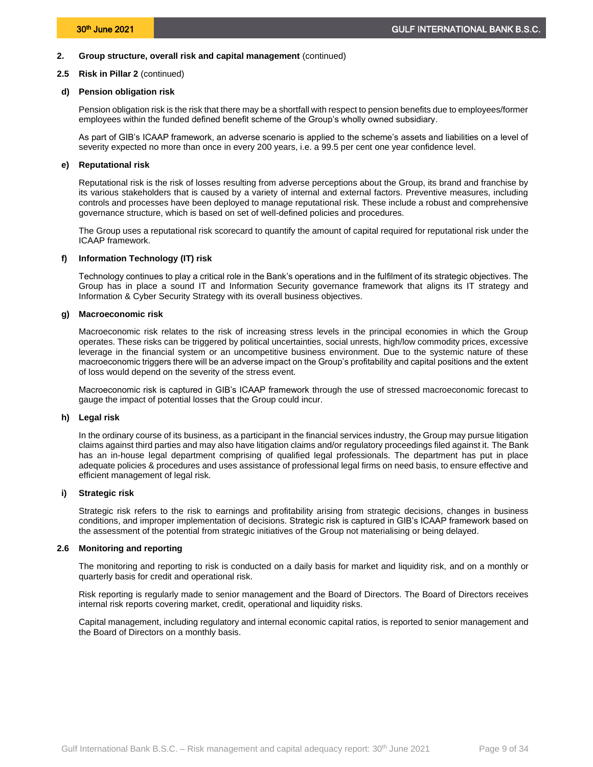## 2. Group structure, overall risk and capital management (continued)

### 2.5 Risk in Pillar 2 (continued)

#### d) Pension obligation risk

Pension obligation risk is the risk that there may be a shortfall with respect to pension benefits due to employees/former employees within the funded defined benefit scheme of the Group's wholly owned subsidiary.

As part of GIB's ICAAP framework, an adverse scenario is applied to the scheme's assets and liabilities on a level of severity expected no more than once in every 200 years, i.e. a 99.5 per cent one year confidence level.

#### e) Reputational risk

Reputational risk is the risk of losses resulting from adverse perceptions about the Group, its brand and franchise by its various stakeholders that is caused by a variety of internal and external factors. Preventive measures, including controls and processes have been deployed to manage reputational risk. These include a robust and comprehensive governance structure, which is based on set of well-defined policies and procedures.

The Group uses a reputational risk scorecard to quantify the amount of capital required for reputational risk under the ICAAP framework.

#### f) Information Technology (IT) risk

Technology continues to play a critical role in the Bank's operations and in the fulfilment of its strategic objectives. The Group has in place a sound IT and Information Security governance framework that aligns its IT strategy and Information & Cyber Security Strategy with its overall business objectives.

#### g) Macroeconomic risk

Macroeconomic risk relates to the risk of increasing stress levels in the principal economies in which the Group operates. These risks can be triggered by political uncertainties, social unrests, high/low commodity prices, excessive leverage in the financial system or an uncompetitive business environment. Due to the systemic nature of these macroeconomic triggers there will be an adverse impact on the Group's profitability and capital positions and the extent of loss would depend on the severity of the stress event.

Macroeconomic risk is captured in GIB's ICAAP framework through the use of stressed macroeconomic forecast to gauge the impact of potential losses that the Group could incur.

#### h) Legal risk

In the ordinary course of its business, as a participant in the financial services industry, the Group may pursue litigation claims against third parties and may also have litigation claims and/or regulatory proceedings filed against it. The Bank has an in-house legal department comprising of qualified legal professionals. The department has put in place adequate policies & procedures and uses assistance of professional legal firms on need basis, to ensure effective and efficient management of legal risk.

#### i) Strategic risk

Strategic risk refers to the risk to earnings and profitability arising from strategic decisions, changes in business conditions, and improper implementation of decisions. Strategic risk is captured in GIB's ICAAP framework based on the assessment of the potential from strategic initiatives of the Group not materialising or being delayed.

### 2.6 Monitoring and reporting

The monitoring and reporting to risk is conducted on a daily basis for market and liquidity risk, and on a monthly or quarterly basis for credit and operational risk.

Risk reporting is regularly made to senior management and the Board of Directors. The Board of Directors receives internal risk reports covering market, credit, operational and liquidity risks.

Capital management, including regulatory and internal economic capital ratios, is reported to senior management and the Board of Directors on a monthly basis.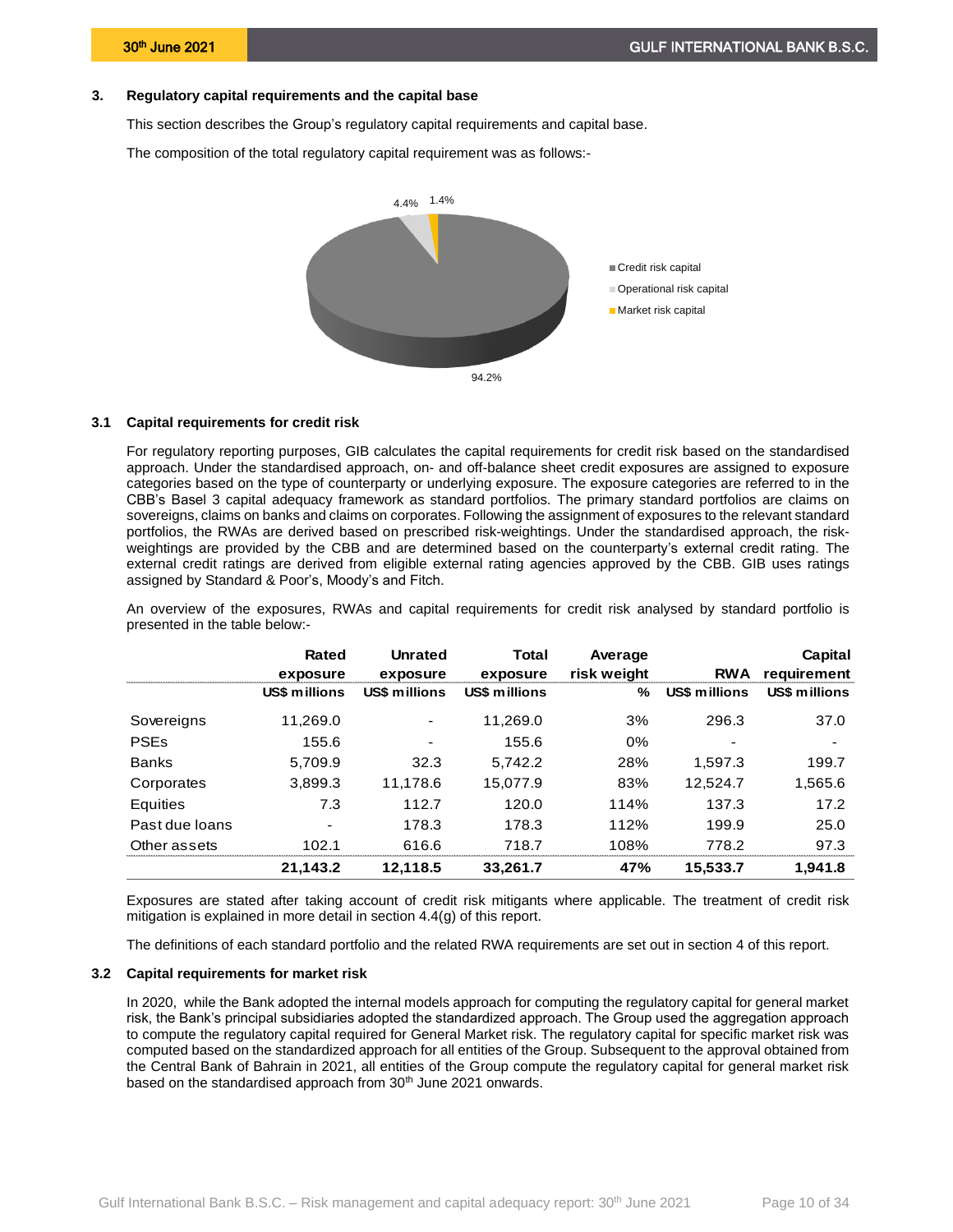## 3. Regulatory capital requirements and the capital base

This section describes the Group's regulatory capital requirements and capital base.

The composition of the total regulatory capital requirement was as follows:-

4.4% 1.4%

- Credit risk capital
- Operational risk capital
- Market risk capital

94.2%

### 3.1 Capital requirements for credit risk

For regulatory reporting purposes, GIB calculates the capital requirements for credit risk based on the standardised approach. Under the standardised approach, on- and off-balance sheet credit exposures are assigned to exposure categories based on the type of counterparty or underlying exposure. The exposure categories are referred to in the CBB's Basel 3 capital adequacy framework as standard portfolios. The primary standard portfolios are claims on sovereigns, claims on banks and claims on corporates. Following the assignment of exposures to the relevant standard portfolios, the RWAs are derived based on prescribed risk-weightings. Under the standardised approach, the risk-weightings are provided by the CBB and are determined based on the counterparty's external credit rating. The external credit ratings are derived from eligible external rating agencies approved by the CBB. GIB uses ratings assigned by Standard & Poor's, Moody's and Fitch.

An overview of the exposures, RWAs and capital requirements for credit risk analysed by standard portfolio is presented in the table below:-

| | Rated exposure | Unrated exposure | Total exposure | Average risk weight | RWA | Capital requirement |
|---|---|---|---|---|---|---|
| | US$ millions | US$ millions | US$ millions | % | US$ millions | US$ millions |
| Sovereigns | 11,269.0 | - | 11,269.0 | 3% | 296.3 | 37.0 |
| PSEs | 155.6 | - | 155.6 | 0% | - | - |
| Banks | 5,709.9 | 32.3 | 5,742.2 | 28% | 1,597.3 | 199.7 |
| Corporates | 3,899.3 | 11,178.6 | 15,077.9 | 83% | 12,524.7 | 1,565.6 |
| Equities | 7.3 | 112.7 | 120.0 | 114% | 137.3 | 17.2 |
| Past due loans | - | 178.3 | 178.3 | 112% | 199.9 | 25.0 |
| Other assets | 102.1 | 616.6 | 718.7 | 108% | 778.2 | 97.3 |
| | **21,143.2** | **12,118.5** | **33,261.7** | **47%** | **15,533.7** | **1,941.8** |

Exposures are stated after taking account of credit risk mitigants where applicable. The treatment of credit risk mitigation is explained in more detail in section 4.4(g) of this report.

The definitions of each standard portfolio and the related RWA requirements are set out in section 4 of this report.

### 3.2 Capital requirements for market risk

In 2020, while the Bank adopted the internal models approach for computing the regulatory capital for general market risk, the Bank's principal subsidiaries adopted the standardized approach. The Group used the aggregation approach to compute the regulatory capital required for General Market risk. The regulatory capital for specific market risk was computed based on the standardized approach for all entities of the Group. Subsequent to the approval obtained from the Central Bank of Bahrain in 2021, all entities of the Group compute the regulatory capital for general market risk based on the standardised approach from 30th June 2021 onwards.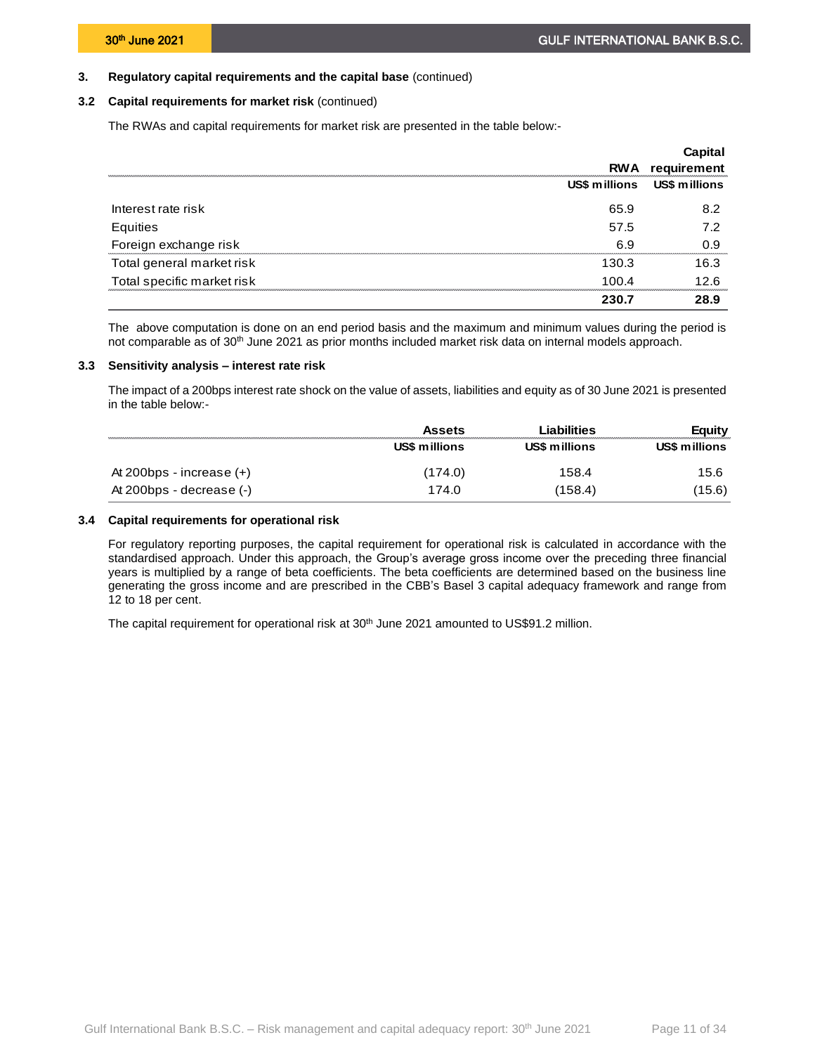## 3. Regulatory capital requirements and the capital base (continued)

### 3.2 Capital requirements for market risk (continued)

The RWAs and capital requirements for market risk are presented in the table below:-

| | RWA | Capital requirement |
|---|---|---|
| | US$ millions | US$ millions |
| Interest rate risk | 65.9 | 8.2 |
| Equities | 57.5 | 7.2 |
| Foreign exchange risk | 6.9 | 0.9 |
| Total general market risk | 130.3 | 16.3 |
| Total specific market risk | 100.4 | 12.6 |
| | **230.7** | **28.9** |

The above computation is done on an end period basis and the maximum and minimum values during the period is not comparable as of 30th June 2021 as prior months included market risk data on internal models approach.

### 3.3 Sensitivity analysis – interest rate risk

The impact of a 200bps interest rate shock on the value of assets, liabilities and equity as of 30 June 2021 is presented in the table below:-

| | Assets | Liabilities | Equity |
|---|---|---|---|
| | US$ millions | US$ millions | US$ millions |
| At 200bps - increase (+) | (174.0) | 158.4 | 15.6 |
| At 200bps - decrease (-) | 174.0 | (158.4) | (15.6) |

### 3.4 Capital requirements for operational risk

For regulatory reporting purposes, the capital requirement for operational risk is calculated in accordance with the standardised approach. Under this approach, the Group's average gross income over the preceding three financial years is multiplied by a range of beta coefficients. The beta coefficients are determined based on the business line generating the gross income and are prescribed in the CBB's Basel 3 capital adequacy framework and range from 12 to 18 per cent.

The capital requirement for operational risk at 30th June 2021 amounted to US$91.2 million.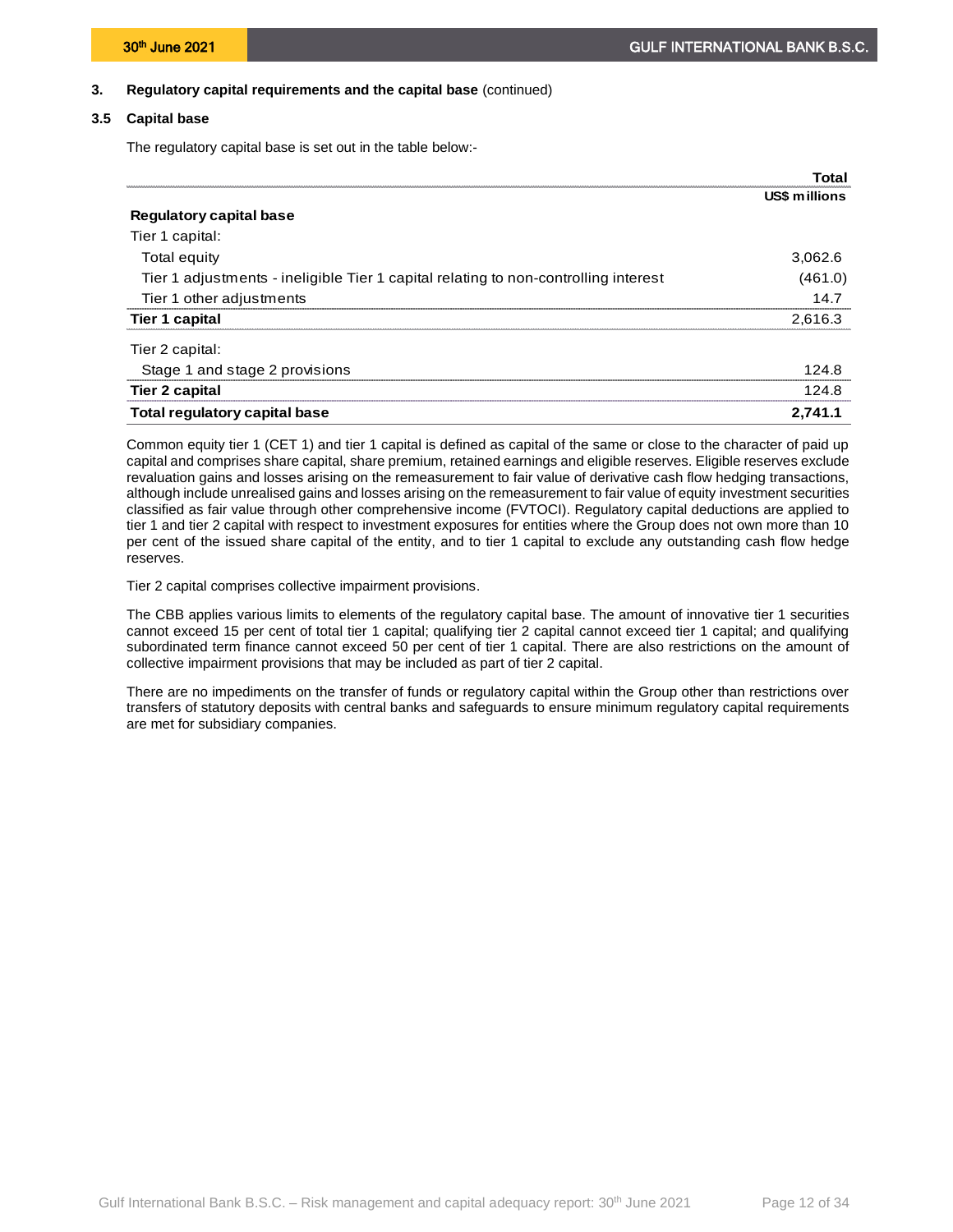### 3. Regulatory capital requirements and the capital base (continued)

### 3.5 Capital base

The regulatory capital base is set out in the table below:-

| | Total |
|---|---|
| | US$ millions |
| **Regulatory capital base** | |
| Tier 1 capital: | |
| Total equity | 3,062.6 |
| Tier 1 adjustments - ineligible Tier 1 capital relating to non-controlling interest | (461.0) |
| Tier 1 other adjustments | 14.7 |
| **Tier 1 capital** | 2,616.3 |
| Tier 2 capital: | |
| Stage 1 and stage 2 provisions | 124.8 |
| **Tier 2 capital** | 124.8 |
| **Total regulatory capital base** | **2,741.1** |

Common equity tier 1 (CET 1) and tier 1 capital is defined as capital of the same or close to the character of paid up capital and comprises share capital, share premium, retained earnings and eligible reserves. Eligible reserves exclude revaluation gains and losses arising on the remeasurement to fair value of derivative cash flow hedging transactions, although include unrealised gains and losses arising on the remeasurement to fair value of equity investment securities classified as fair value through other comprehensive income (FVTOCI). Regulatory capital deductions are applied to tier 1 and tier 2 capital with respect to investment exposures for entities where the Group does not own more than 10 per cent of the issued share capital of the entity, and to tier 1 capital to exclude any outstanding cash flow hedge reserves.

Tier 2 capital comprises collective impairment provisions.

The CBB applies various limits to elements of the regulatory capital base. The amount of innovative tier 1 securities cannot exceed 15 per cent of total tier 1 capital; qualifying tier 2 capital cannot exceed tier 1 capital; and qualifying subordinated term finance cannot exceed 50 per cent of tier 1 capital. There are also restrictions on the amount of collective impairment provisions that may be included as part of tier 2 capital.

There are no impediments on the transfer of funds or regulatory capital within the Group other than restrictions over transfers of statutory deposits with central banks and safeguards to ensure minimum regulatory capital requirements are met for subsidiary companies.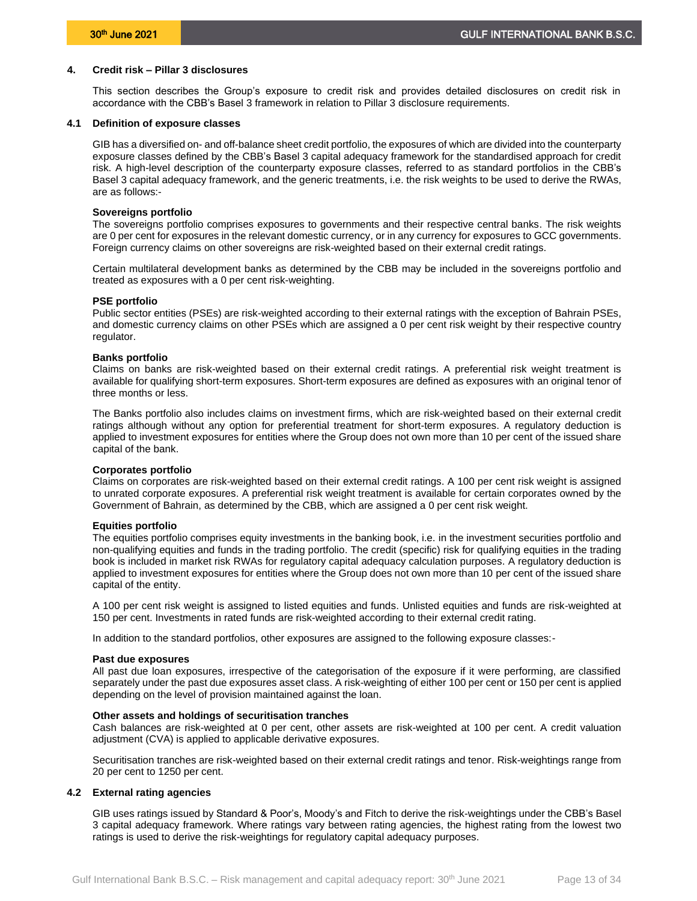## 4. Credit risk – Pillar 3 disclosures

This section describes the Group's exposure to credit risk and provides detailed disclosures on credit risk in accordance with the CBB's Basel 3 framework in relation to Pillar 3 disclosure requirements.

### 4.1 Definition of exposure classes

GIB has a diversified on- and off-balance sheet credit portfolio, the exposures of which are divided into the counterparty exposure classes defined by the CBB's Basel 3 capital adequacy framework for the standardised approach for credit risk. A high-level description of the counterparty exposure classes, referred to as standard portfolios in the CBB's Basel 3 capital adequacy framework, and the generic treatments, i.e. the risk weights to be used to derive the RWAs, are as follows:-

**Sovereigns portfolio**

The sovereigns portfolio comprises exposures to governments and their respective central banks. The risk weights are 0 per cent for exposures in the relevant domestic currency, or in any currency for exposures to GCC governments. Foreign currency claims on other sovereigns are risk-weighted based on their external credit ratings.

Certain multilateral development banks as determined by the CBB may be included in the sovereigns portfolio and treated as exposures with a 0 per cent risk-weighting.

**PSE portfolio**

Public sector entities (PSEs) are risk-weighted according to their external ratings with the exception of Bahrain PSEs, and domestic currency claims on other PSEs which are assigned a 0 per cent risk weight by their respective country regulator.

**Banks portfolio**

Claims on banks are risk-weighted based on their external credit ratings. A preferential risk weight treatment is available for qualifying short-term exposures. Short-term exposures are defined as exposures with an original tenor of three months or less.

The Banks portfolio also includes claims on investment firms, which are risk-weighted based on their external credit ratings although without any option for preferential treatment for short-term exposures. A regulatory deduction is applied to investment exposures for entities where the Group does not own more than 10 per cent of the issued share capital of the bank.

**Corporates portfolio**

Claims on corporates are risk-weighted based on their external credit ratings. A 100 per cent risk weight is assigned to unrated corporate exposures. A preferential risk weight treatment is available for certain corporates owned by the Government of Bahrain, as determined by the CBB, which are assigned a 0 per cent risk weight.

**Equities portfolio**

The equities portfolio comprises equity investments in the banking book, i.e. in the investment securities portfolio and non-qualifying equities and funds in the trading portfolio. The credit (specific) risk for qualifying equities in the trading book is included in market risk RWAs for regulatory capital adequacy calculation purposes. A regulatory deduction is applied to investment exposures for entities where the Group does not own more than 10 per cent of the issued share capital of the entity.

A 100 per cent risk weight is assigned to listed equities and funds. Unlisted equities and funds are risk-weighted at 150 per cent. Investments in rated funds are risk-weighted according to their external credit rating.

In addition to the standard portfolios, other exposures are assigned to the following exposure classes:-

**Past due exposures**

All past due loan exposures, irrespective of the categorisation of the exposure if it were performing, are classified separately under the past due exposures asset class. A risk-weighting of either 100 per cent or 150 per cent is applied depending on the level of provision maintained against the loan.

**Other assets and holdings of securitisation tranches**

Cash balances are risk-weighted at 0 per cent, other assets are risk-weighted at 100 per cent. A credit valuation adjustment (CVA) is applied to applicable derivative exposures.

Securitisation tranches are risk-weighted based on their external credit ratings and tenor. Risk-weightings range from 20 per cent to 1250 per cent.

### 4.2 External rating agencies

GIB uses ratings issued by Standard & Poor's, Moody's and Fitch to derive the risk-weightings under the CBB's Basel 3 capital adequacy framework. Where ratings vary between rating agencies, the highest rating from the lowest two ratings is used to derive the risk-weightings for regulatory capital adequacy purposes.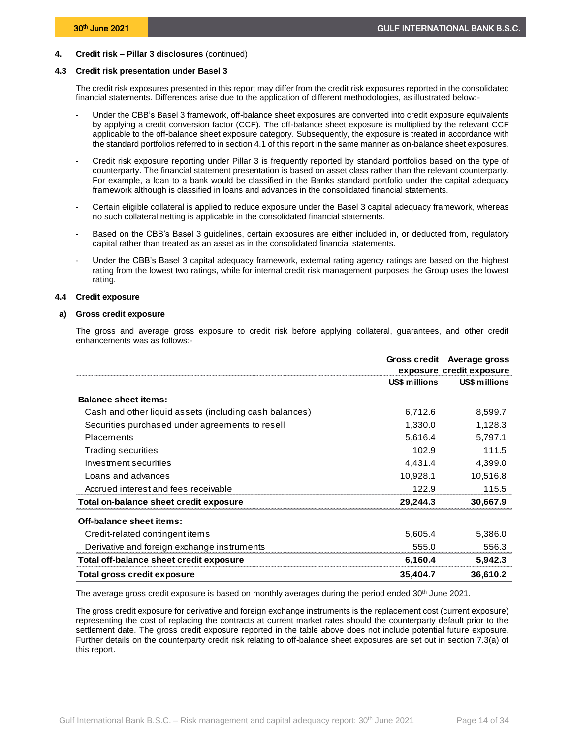## 4. Credit risk – Pillar 3 disclosures (continued)

### 4.3 Credit risk presentation under Basel 3

The credit risk exposures presented in this report may differ from the credit risk exposures reported in the consolidated financial statements. Differences arise due to the application of different methodologies, as illustrated below:-

- Under the CBB's Basel 3 framework, off-balance sheet exposures are converted into credit exposure equivalents by applying a credit conversion factor (CCF). The off-balance sheet exposure is multiplied by the relevant CCF applicable to the off-balance sheet exposure category. Subsequently, the exposure is treated in accordance with the standard portfolios referred to in section 4.1 of this report in the same manner as on-balance sheet exposures.
- Credit risk exposure reporting under Pillar 3 is frequently reported by standard portfolios based on the type of counterparty. The financial statement presentation is based on asset class rather than the relevant counterparty. For example, a loan to a bank would be classified in the Banks standard portfolio under the capital adequacy framework although is classified in loans and advances in the consolidated financial statements.
- Certain eligible collateral is applied to reduce exposure under the Basel 3 capital adequacy framework, whereas no such collateral netting is applicable in the consolidated financial statements.
- Based on the CBB's Basel 3 guidelines, certain exposures are either included in, or deducted from, regulatory capital rather than treated as an asset as in the consolidated financial statements.
- Under the CBB's Basel 3 capital adequacy framework, external rating agency ratings are based on the highest rating from the lowest two ratings, while for internal credit risk management purposes the Group uses the lowest rating.

### 4.4 Credit exposure

#### a) Gross credit exposure

The gross and average gross exposure to credit risk before applying collateral, guarantees, and other credit enhancements was as follows:-

| | Gross credit exposure | Average gross credit exposure |
|---|---|---|
| | US$ millions | US$ millions |
| **Balance sheet items:** | | |
| Cash and other liquid assets (including cash balances) | 6,712.6 | 8,599.7 |
| Securities purchased under agreements to resell | 1,330.0 | 1,128.3 |
| Placements | 5,616.4 | 5,797.1 |
| Trading securities | 102.9 | 111.5 |
| Investment securities | 4,431.4 | 4,399.0 |
| Loans and advances | 10,928.1 | 10,516.8 |
| Accrued interest and fees receivable | 122.9 | 115.5 |
| **Total on-balance sheet credit exposure** | **29,244.3** | **30,667.9** |
| **Off-balance sheet items:** | | |
| Credit-related contingent items | 5,605.4 | 5,386.0 |
| Derivative and foreign exchange instruments | 555.0 | 556.3 |
| **Total off-balance sheet credit exposure** | **6,160.4** | **5,942.3** |
| **Total gross credit exposure** | **35,404.7** | **36,610.2** |

The average gross credit exposure is based on monthly averages during the period ended 30th June 2021.

The gross credit exposure for derivative and foreign exchange instruments is the replacement cost (current exposure) representing the cost of replacing the contracts at current market rates should the counterparty default prior to the settlement date. The gross credit exposure reported in the table above does not include potential future exposure. Further details on the counterparty credit risk relating to off-balance sheet exposures are set out in section 7.3(a) of this report.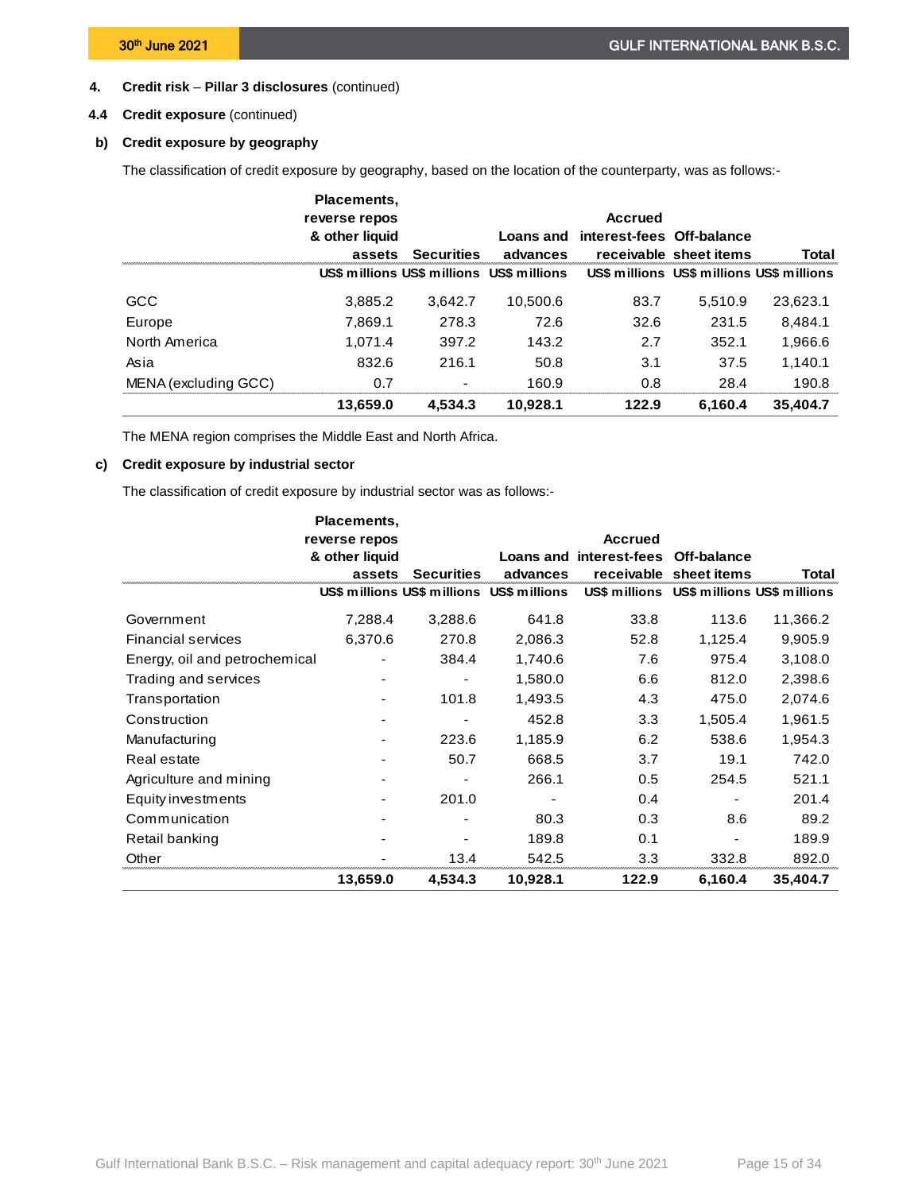## 4. Credit risk – Pillar 3 disclosures (continued)

### 4.4 Credit exposure (continued)

#### b) Credit exposure by geography

The classification of credit exposure by geography, based on the location of the counterparty, was as follows:-

| | Placements, reverse repos & other liquid assets | Securities | Loans and advances | Accrued interest-fees receivable | Off-balance sheet items | Total |
|---|---|---|---|---|---|---|
| | US$ millions | US$ millions | US$ millions | US$ millions | US$ millions | US$ millions |
| GCC | 3,885.2 | 3,642.7 | 10,500.6 | 83.7 | 5,510.9 | 23,623.1 |
| Europe | 7,869.1 | 278.3 | 72.6 | 32.6 | 231.5 | 8,484.1 |
| North America | 1,071.4 | 397.2 | 143.2 | 2.7 | 352.1 | 1,966.6 |
| Asia | 832.6 | 216.1 | 50.8 | 3.1 | 37.5 | 1,140.1 |
| MENA (excluding GCC) | 0.7 | - | 160.9 | 0.8 | 28.4 | 190.8 |
| | **13,659.0** | **4,534.3** | **10,928.1** | **122.9** | **6,160.4** | **35,404.7** |

The MENA region comprises the Middle East and North Africa.

#### c) Credit exposure by industrial sector

The classification of credit exposure by industrial sector was as follows:-

| | Placements, reverse repos & other liquid assets | Securities | Loans and advances | Accrued interest-fees receivable | Off-balance sheet items | Total |
|---|---|---|---|---|---|---|
| | US$ millions | US$ millions | US$ millions | US$ millions | US$ millions | US$ millions |
| Government | 7,288.4 | 3,288.6 | 641.8 | 33.8 | 113.6 | 11,366.2 |
| Financial services | 6,370.6 | 270.8 | 2,086.3 | 52.8 | 1,125.4 | 9,905.9 |
| Energy, oil and petrochemical | - | 384.4 | 1,740.6 | 7.6 | 975.4 | 3,108.0 |
| Trading and services | - | - | 1,580.0 | 6.6 | 812.0 | 2,398.6 |
| Transportation | - | 101.8 | 1,493.5 | 4.3 | 475.0 | 2,074.6 |
| Construction | - | - | 452.8 | 3.3 | 1,505.4 | 1,961.5 |
| Manufacturing | - | 223.6 | 1,185.9 | 6.2 | 538.6 | 1,954.3 |
| Real estate | - | 50.7 | 668.5 | 3.7 | 19.1 | 742.0 |
| Agriculture and mining | - | - | 266.1 | 0.5 | 254.5 | 521.1 |
| Equity investments | - | 201.0 | - | 0.4 | - | 201.4 |
| Communication | - | - | 80.3 | 0.3 | 8.6 | 89.2 |
| Retail banking | - | - | 189.8 | 0.1 | - | 189.9 |
| Other | - | 13.4 | 542.5 | 3.3 | 332.8 | 892.0 |
| | **13,659.0** | **4,534.3** | **10,928.1** | **122.9** | **6,160.4** | **35,404.7** |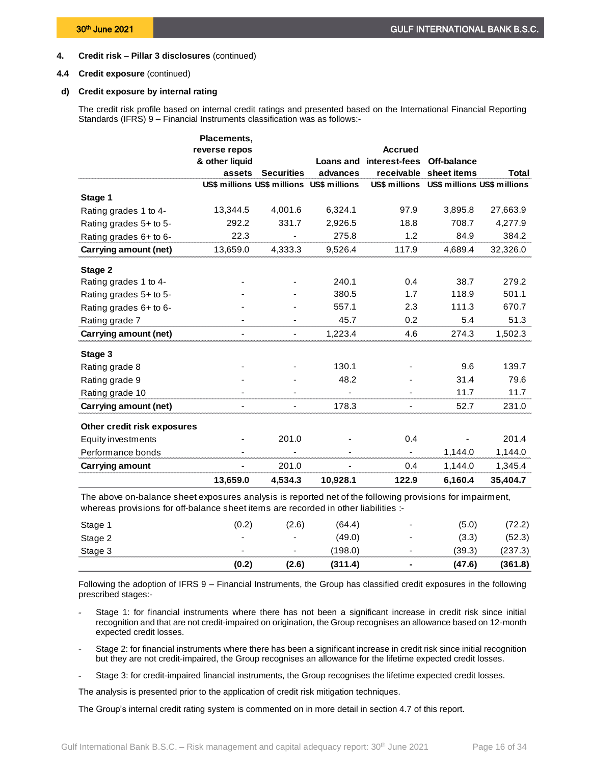4. **Credit risk** – **Pillar 3 disclosures** (continued)

4.4 **Credit exposure** (continued)

d) **Credit exposure by internal rating**

The credit risk profile based on internal credit ratings and presented based on the International Financial Reporting Standards (IFRS) 9 – Financial Instruments classification was as follows:-

| | Placements, reverse repos & other liquid assets | Securities | Loans and advances | Accrued interest-fees receivable | Off-balance sheet items | Total |
|---|---|---|---|---|---|---|
| | US$ millions | US$ millions | US$ millions | US$ millions | US$ millions | US$ millions |
| **Stage 1** | | | | | | |
| Rating grades 1 to 4- | 13,344.5 | 4,001.6 | 6,324.1 | 97.9 | 3,895.8 | 27,663.9 |
| Rating grades 5+ to 5- | 292.2 | 331.7 | 2,926.5 | 18.8 | 708.7 | 4,277.9 |
| Rating grades 6+ to 6- | 22.3 | - | 275.8 | 1.2 | 84.9 | 384.2 |
| **Carrying amount (net)** | 13,659.0 | 4,333.3 | 9,526.4 | 117.9 | 4,689.4 | 32,326.0 |
| **Stage 2** | | | | | | |
| Rating grades 1 to 4- | - | - | 240.1 | 0.4 | 38.7 | 279.2 |
| Rating grades 5+ to 5- | - | - | 380.5 | 1.7 | 118.9 | 501.1 |
| Rating grades 6+ to 6- | - | - | 557.1 | 2.3 | 111.3 | 670.7 |
| Rating grade 7 | - | - | 45.7 | 0.2 | 5.4 | 51.3 |
| **Carrying amount (net)** | - | - | 1,223.4 | 4.6 | 274.3 | 1,502.3 |
| **Stage 3** | | | | | | |
| Rating grade 8 | - | - | 130.1 | - | 9.6 | 139.7 |
| Rating grade 9 | - | - | 48.2 | - | 31.4 | 79.6 |
| Rating grade 10 | - | - | - | - | 11.7 | 11.7 |
| **Carrying amount (net)** | - | - | 178.3 | - | 52.7 | 231.0 |
| **Other credit risk exposures** | | | | | | |
| Equity investments | - | 201.0 | - | 0.4 | - | 201.4 |
| Performance bonds | - | - | - | - | 1,144.0 | 1,144.0 |
| **Carrying amount** | - | 201.0 | - | 0.4 | 1,144.0 | 1,345.4 |
| | **13,659.0** | **4,534.3** | **10,928.1** | **122.9** | **6,160.4** | **35,404.7** |

The above on-balance sheet exposures analysis is reported net of the following provisions for impairment, whereas provisions for off-balance sheet items are recorded in other liabilities :-

| | | | | | | |
|---|---|---|---|---|---|---|
| Stage 1 | (0.2) | (2.6) | (64.4) | - | (5.0) | (72.2) |
| Stage 2 | - | - | (49.0) | - | (3.3) | (52.3) |
| Stage 3 | - | - | (198.0) | - | (39.3) | (237.3) |
| | **(0.2)** | **(2.6)** | **(311.4)** | **-** | **(47.6)** | **(361.8)** |

Following the adoption of IFRS 9 – Financial Instruments, the Group has classified credit exposures in the following prescribed stages:-

- Stage 1: for financial instruments where there has not been a significant increase in credit risk since initial recognition and that are not credit-impaired on origination, the Group recognises an allowance based on 12-month expected credit losses.
- Stage 2: for financial instruments where there has been a significant increase in credit risk since initial recognition but they are not credit-impaired, the Group recognises an allowance for the lifetime expected credit losses.
- Stage 3: for credit-impaired financial instruments, the Group recognises the lifetime expected credit losses.

The analysis is presented prior to the application of credit risk mitigation techniques.

The Group's internal credit rating system is commented on in more detail in section 4.7 of this report.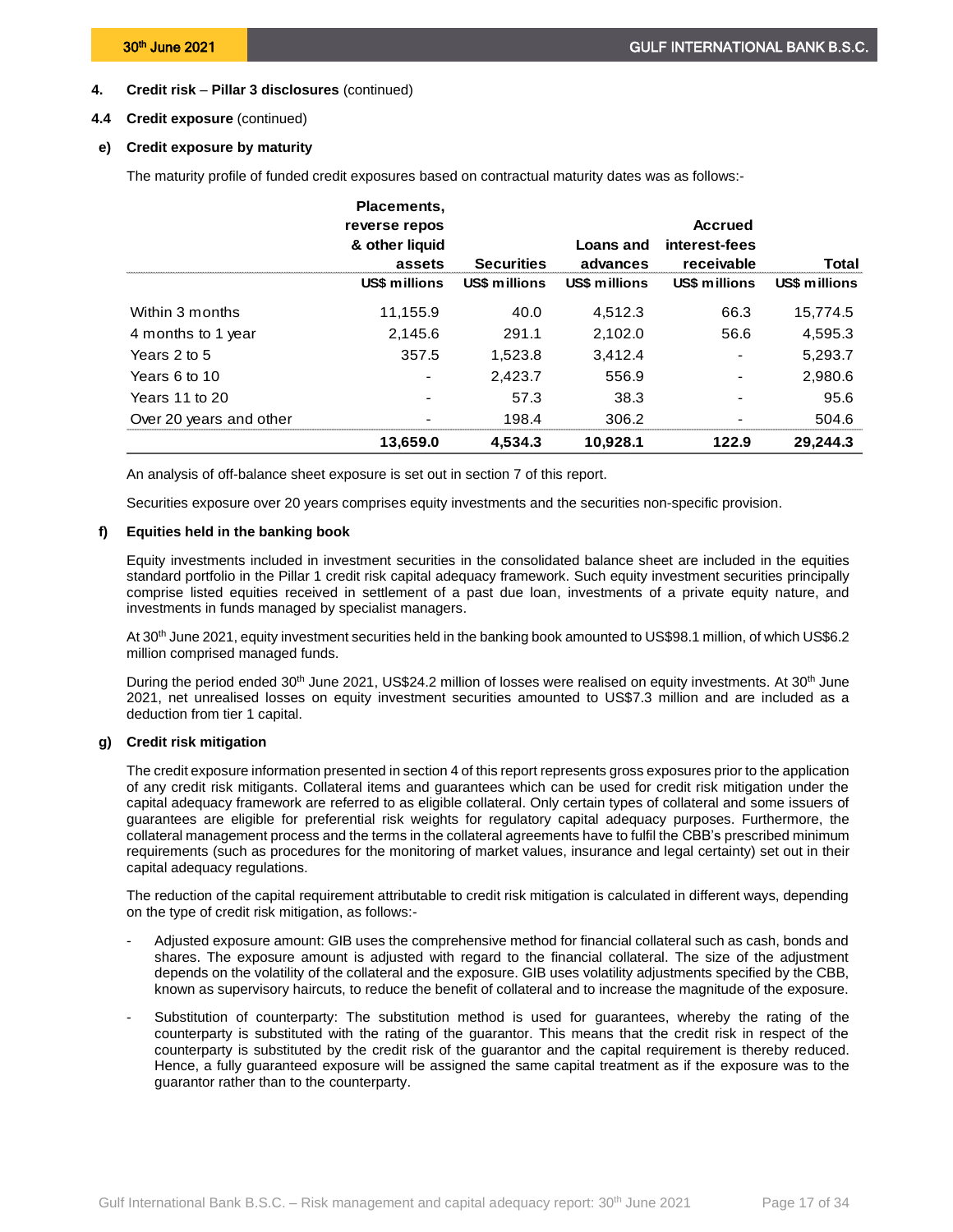## 4. Credit risk – Pillar 3 disclosures (continued)

### 4.4 Credit exposure (continued)

#### e) Credit exposure by maturity

The maturity profile of funded credit exposures based on contractual maturity dates was as follows:-

| | Placements, reverse repos & other liquid assets | Securities | Loans and advances | Accrued interest-fees receivable | Total |
|---|---|---|---|---|---|
| | US$ millions | US$ millions | US$ millions | US$ millions | US$ millions |
| Within 3 months | 11,155.9 | 40.0 | 4,512.3 | 66.3 | 15,774.5 |
| 4 months to 1 year | 2,145.6 | 291.1 | 2,102.0 | 56.6 | 4,595.3 |
| Years 2 to 5 | 357.5 | 1,523.8 | 3,412.4 | - | 5,293.7 |
| Years 6 to 10 | - | 2,423.7 | 556.9 | - | 2,980.6 |
| Years 11 to 20 | - | 57.3 | 38.3 | - | 95.6 |
| Over 20 years and other | - | 198.4 | 306.2 | - | 504.6 |
| | **13,659.0** | **4,534.3** | **10,928.1** | **122.9** | **29,244.3** |

An analysis of off-balance sheet exposure is set out in section 7 of this report.

Securities exposure over 20 years comprises equity investments and the securities non-specific provision.

#### f) Equities held in the banking book

Equity investments included in investment securities in the consolidated balance sheet are included in the equities standard portfolio in the Pillar 1 credit risk capital adequacy framework. Such equity investment securities principally comprise listed equities received in settlement of a past due loan, investments of a private equity nature, and investments in funds managed by specialist managers.

At 30th June 2021, equity investment securities held in the banking book amounted to US$98.1 million, of which US$6.2 million comprised managed funds.

During the period ended 30th June 2021, US$24.2 million of losses were realised on equity investments. At 30th June 2021, net unrealised losses on equity investment securities amounted to US$7.3 million and are included as a deduction from tier 1 capital.

#### g) Credit risk mitigation

The credit exposure information presented in section 4 of this report represents gross exposures prior to the application of any credit risk mitigants. Collateral items and guarantees which can be used for credit risk mitigation under the capital adequacy framework are referred to as eligible collateral. Only certain types of collateral and some issuers of guarantees are eligible for preferential risk weights for regulatory capital adequacy purposes. Furthermore, the collateral management process and the terms in the collateral agreements have to fulfil the CBB's prescribed minimum requirements (such as procedures for the monitoring of market values, insurance and legal certainty) set out in their capital adequacy regulations.

The reduction of the capital requirement attributable to credit risk mitigation is calculated in different ways, depending on the type of credit risk mitigation, as follows:-

- Adjusted exposure amount: GIB uses the comprehensive method for financial collateral such as cash, bonds and shares. The exposure amount is adjusted with regard to the financial collateral. The size of the adjustment depends on the volatility of the collateral and the exposure. GIB uses volatility adjustments specified by the CBB, known as supervisory haircuts, to reduce the benefit of collateral and to increase the magnitude of the exposure.
- Substitution of counterparty: The substitution method is used for guarantees, whereby the rating of the counterparty is substituted with the rating of the guarantor. This means that the credit risk in respect of the counterparty is substituted by the credit risk of the guarantor and the capital requirement is thereby reduced. Hence, a fully guaranteed exposure will be assigned the same capital treatment as if the exposure was to the guarantor rather than to the counterparty.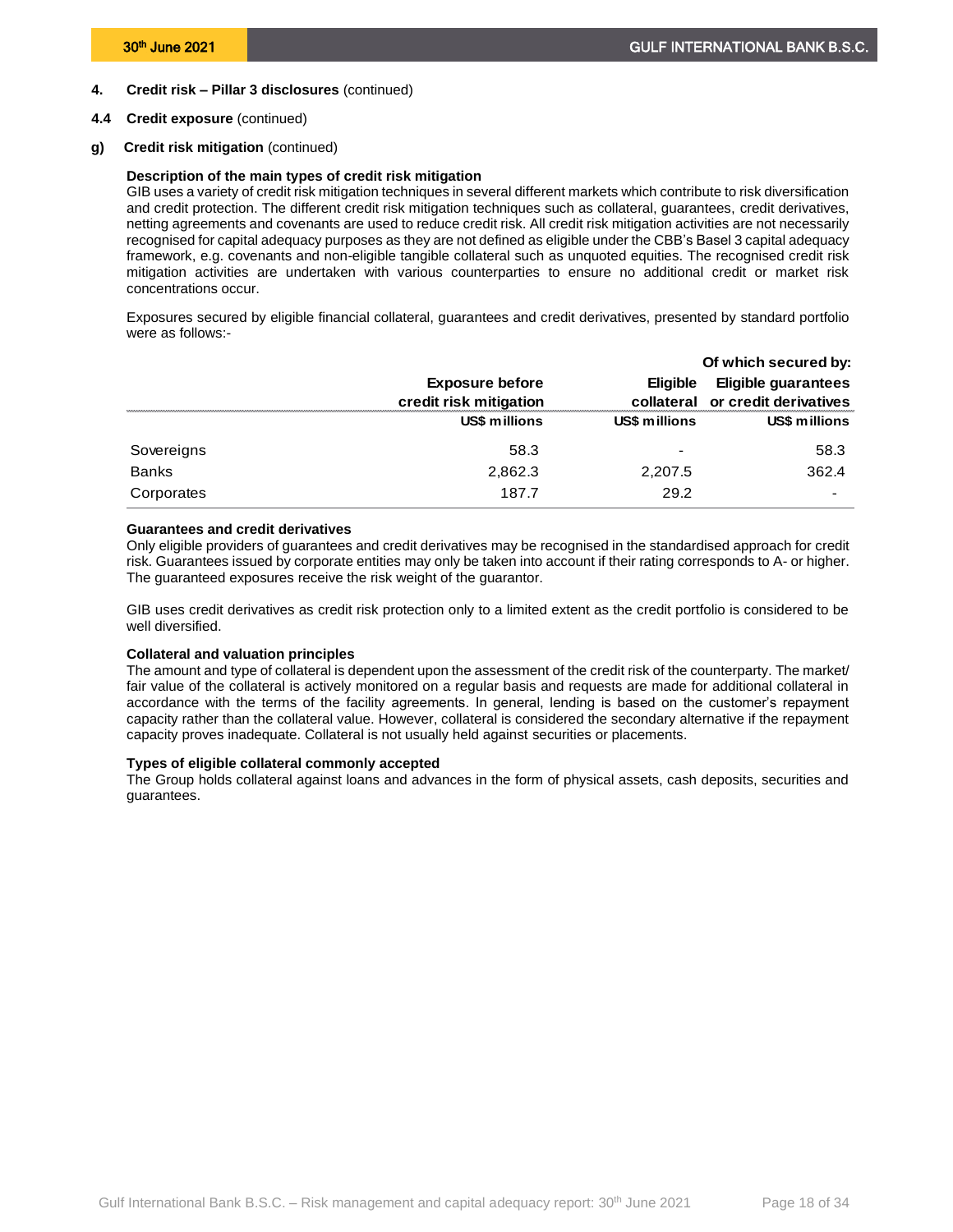## 4. Credit risk – Pillar 3 disclosures (continued)

### 4.4 Credit exposure (continued)

#### g) Credit risk mitigation (continued)

**Description of the main types of credit risk mitigation**

GIB uses a variety of credit risk mitigation techniques in several different markets which contribute to risk diversification and credit protection. The different credit risk mitigation techniques such as collateral, guarantees, credit derivatives, netting agreements and covenants are used to reduce credit risk. All credit risk mitigation activities are not necessarily recognised for capital adequacy purposes as they are not defined as eligible under the CBB's Basel 3 capital adequacy framework, e.g. covenants and non-eligible tangible collateral such as unquoted equities. The recognised credit risk mitigation activities are undertaken with various counterparties to ensure no additional credit or market risk concentrations occur.

Exposures secured by eligible financial collateral, guarantees and credit derivatives, presented by standard portfolio were as follows:-

| | | Of which secured by: | |
|---|---|---|---|
| | Exposure before credit risk mitigation | Eligible collateral | Eligible guarantees or credit derivatives |
| | US$ millions | US$ millions | US$ millions |
| Sovereigns | 58.3 | - | 58.3 |
| Banks | 2,862.3 | 2,207.5 | 362.4 |
| Corporates | 187.7 | 29.2 | - |

**Guarantees and credit derivatives**

Only eligible providers of guarantees and credit derivatives may be recognised in the standardised approach for credit risk. Guarantees issued by corporate entities may only be taken into account if their rating corresponds to A- or higher. The guaranteed exposures receive the risk weight of the guarantor.

GIB uses credit derivatives as credit risk protection only to a limited extent as the credit portfolio is considered to be well diversified.

**Collateral and valuation principles**

The amount and type of collateral is dependent upon the assessment of the credit risk of the counterparty. The market/ fair value of the collateral is actively monitored on a regular basis and requests are made for additional collateral in accordance with the terms of the facility agreements. In general, lending is based on the customer's repayment capacity rather than the collateral value. However, collateral is considered the secondary alternative if the repayment capacity proves inadequate. Collateral is not usually held against securities or placements.

**Types of eligible collateral commonly accepted**

The Group holds collateral against loans and advances in the form of physical assets, cash deposits, securities and guarantees.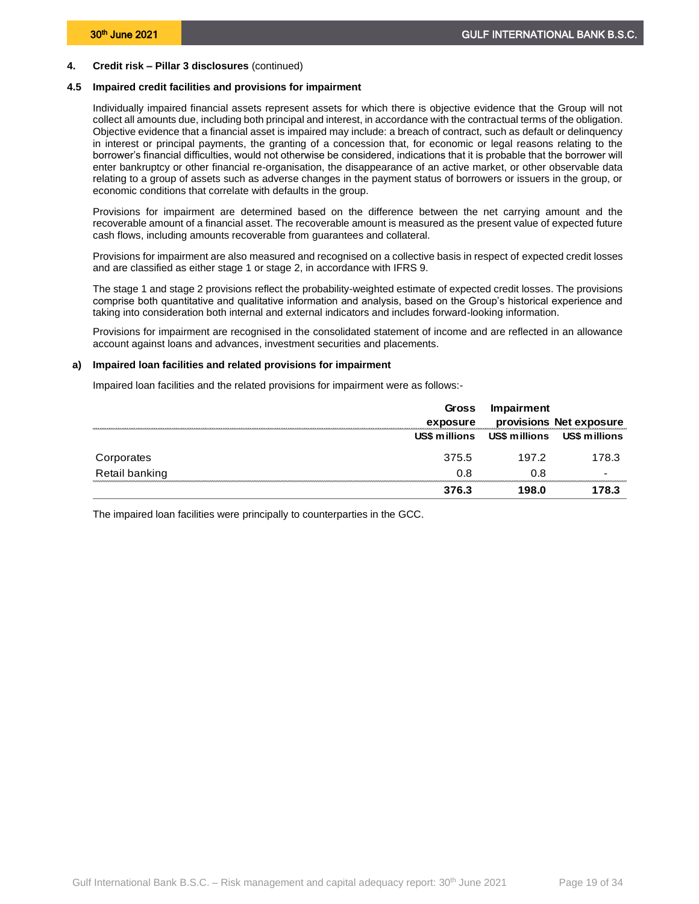## 4. Credit risk – Pillar 3 disclosures (continued)

### 4.5 Impaired credit facilities and provisions for impairment

Individually impaired financial assets represent assets for which there is objective evidence that the Group will not collect all amounts due, including both principal and interest, in accordance with the contractual terms of the obligation. Objective evidence that a financial asset is impaired may include: a breach of contract, such as default or delinquency in interest or principal payments, the granting of a concession that, for economic or legal reasons relating to the borrower's financial difficulties, would not otherwise be considered, indications that it is probable that the borrower will enter bankruptcy or other financial re-organisation, the disappearance of an active market, or other observable data relating to a group of assets such as adverse changes in the payment status of borrowers or issuers in the group, or economic conditions that correlate with defaults in the group.

Provisions for impairment are determined based on the difference between the net carrying amount and the recoverable amount of a financial asset. The recoverable amount is measured as the present value of expected future cash flows, including amounts recoverable from guarantees and collateral.

Provisions for impairment are also measured and recognised on a collective basis in respect of expected credit losses and are classified as either stage 1 or stage 2, in accordance with IFRS 9.

The stage 1 and stage 2 provisions reflect the probability-weighted estimate of expected credit losses. The provisions comprise both quantitative and qualitative information and analysis, based on the Group's historical experience and taking into consideration both internal and external indicators and includes forward-looking information.

Provisions for impairment are recognised in the consolidated statement of income and are reflected in an allowance account against loans and advances, investment securities and placements.

#### a) Impaired loan facilities and related provisions for impairment

Impaired loan facilities and the related provisions for impairment were as follows:-

| | Gross exposure | Impairment provisions | Net exposure |
|---|---|---|---|
| | US$ millions | US$ millions | US$ millions |
| Corporates | 375.5 | 197.2 | 178.3 |
| Retail banking | 0.8 | 0.8 | - |
| | **376.3** | **198.0** | **178.3** |

The impaired loan facilities were principally to counterparties in the GCC.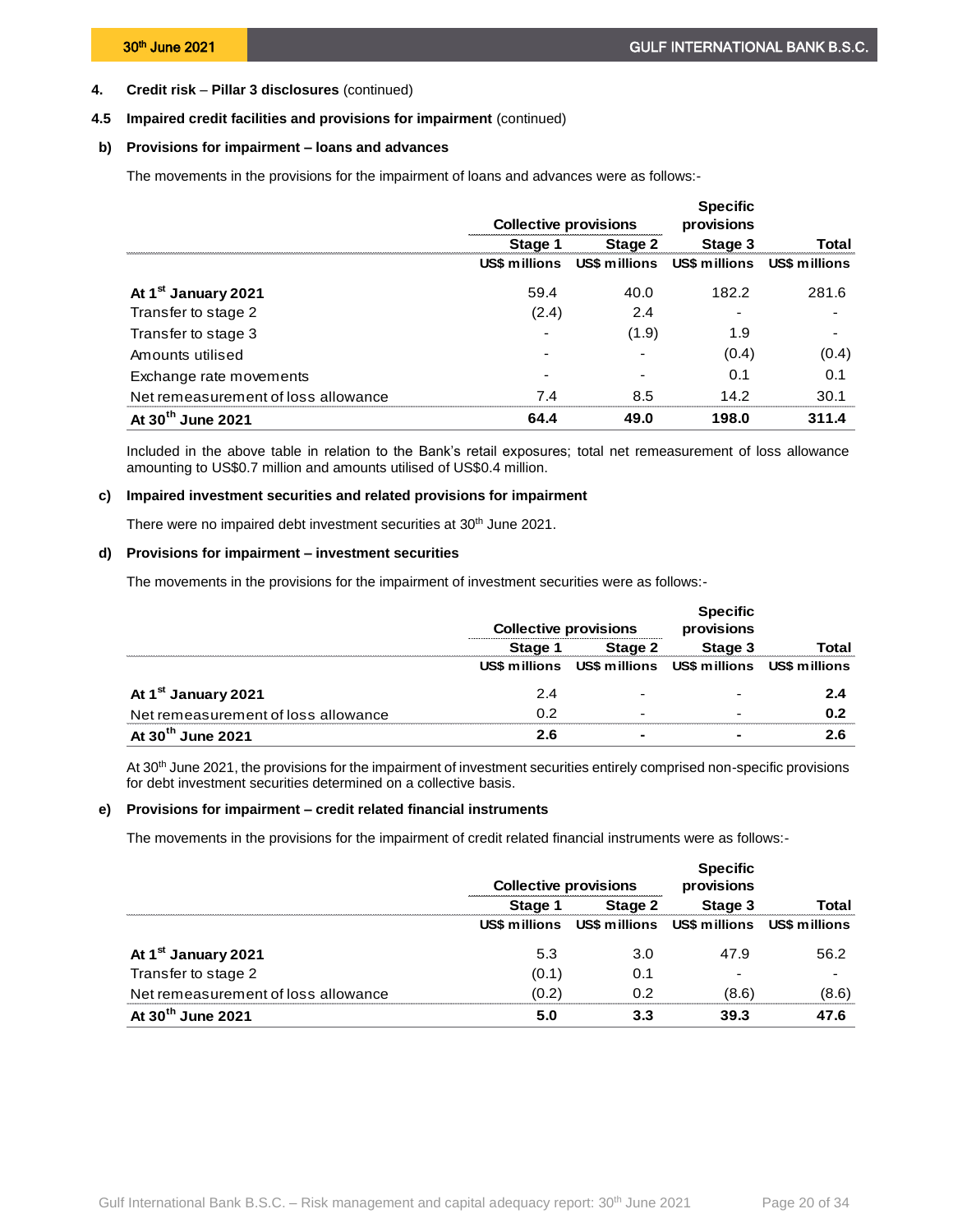## 4. Credit risk – Pillar 3 disclosures (continued)

### 4.5 Impaired credit facilities and provisions for impairment (continued)

#### b) Provisions for impairment – loans and advances

The movements in the provisions for the impairment of loans and advances were as follows:-

| | Collective provisions | | Specific provisions | |
|---|---|---|---|---|
| | Stage 1 | Stage 2 | Stage 3 | Total |
| | US$ millions | US$ millions | US$ millions | US$ millions |
| **At 1st January 2021** | 59.4 | 40.0 | 182.2 | 281.6 |
| Transfer to stage 2 | (2.4) | 2.4 | - | - |
| Transfer to stage 3 | - | (1.9) | 1.9 | - |
| Amounts utilised | - | - | (0.4) | (0.4) |
| Exchange rate movements | - | - | 0.1 | 0.1 |
| Net remeasurement of loss allowance | 7.4 | 8.5 | 14.2 | 30.1 |
| **At 30th June 2021** | **64.4** | **49.0** | **198.0** | **311.4** |

Included in the above table in relation to the Bank's retail exposures; total net remeasurement of loss allowance amounting to US$0.7 million and amounts utilised of US$0.4 million.

#### c) Impaired investment securities and related provisions for impairment

There were no impaired debt investment securities at 30th June 2021.

#### d) Provisions for impairment – investment securities

The movements in the provisions for the impairment of investment securities were as follows:-

| | Collective provisions | | Specific provisions | |
|---|---|---|---|---|
| | Stage 1 | Stage 2 | Stage 3 | Total |
| | US$ millions | US$ millions | US$ millions | US$ millions |
| **At 1st January 2021** | 2.4 | - | - | **2.4** |
| Net remeasurement of loss allowance | 0.2 | - | - | **0.2** |
| **At 30th June 2021** | **2.6** | **-** | **-** | **2.6** |

At 30th June 2021, the provisions for the impairment of investment securities entirely comprised non-specific provisions for debt investment securities determined on a collective basis.

#### e) Provisions for impairment – credit related financial instruments

The movements in the provisions for the impairment of credit related financial instruments were as follows:-

| | Collective provisions | | Specific provisions | |
|---|---|---|---|---|
| | Stage 1 | Stage 2 | Stage 3 | Total |
| | US$ millions | US$ millions | US$ millions | US$ millions |
| **At 1st January 2021** | 5.3 | 3.0 | 47.9 | 56.2 |
| Transfer to stage 2 | (0.1) | 0.1 | - | - |
| Net remeasurement of loss allowance | (0.2) | 0.2 | (8.6) | (8.6) |
| **At 30th June 2021** | **5.0** | **3.3** | **39.3** | **47.6** |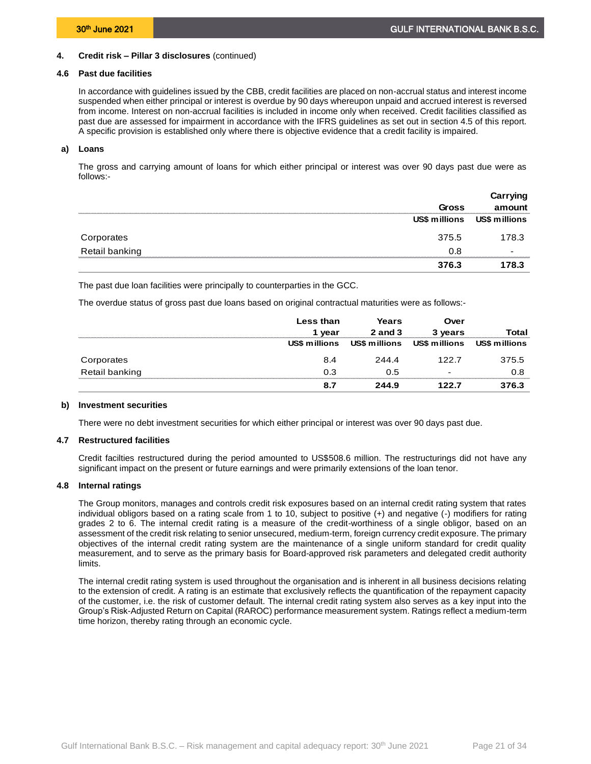## 4. Credit risk – Pillar 3 disclosures (continued)

### 4.6 Past due facilities

In accordance with guidelines issued by the CBB, credit facilities are placed on non-accrual status and interest income suspended when either principal or interest is overdue by 90 days whereupon unpaid and accrued interest is reversed from income. Interest on non-accrual facilities is included in income only when received. Credit facilities classified as past due are assessed for impairment in accordance with the IFRS guidelines as set out in section 4.5 of this report. A specific provision is established only where there is objective evidence that a credit facility is impaired.

#### a) Loans

The gross and carrying amount of loans for which either principal or interest was over 90 days past due were as follows:-

| | Gross | Carrying amount |
|---|---|---|
| | US$ millions | US$ millions |
| Corporates | 375.5 | 178.3 |
| Retail banking | 0.8 | - |
| | **376.3** | **178.3** |

The past due loan facilities were principally to counterparties in the GCC.

The overdue status of gross past due loans based on original contractual maturities were as follows:-

| | Less than 1 year | Years 2 and 3 | Over 3 years | Total |
|---|---|---|---|---|
| | US$ millions | US$ millions | US$ millions | US$ millions |
| Corporates | 8.4 | 244.4 | 122.7 | 375.5 |
| Retail banking | 0.3 | 0.5 | - | 0.8 |
| | **8.7** | **244.9** | **122.7** | **376.3** |

#### b) Investment securities

There were no debt investment securities for which either principal or interest was over 90 days past due.

### 4.7 Restructured facilities

Credit facilties restructured during the period amounted to US$508.6 million. The restructurings did not have any significant impact on the present or future earnings and were primarily extensions of the loan tenor.

### 4.8 Internal ratings

The Group monitors, manages and controls credit risk exposures based on an internal credit rating system that rates individual obligors based on a rating scale from 1 to 10, subject to positive (+) and negative (-) modifiers for rating grades 2 to 6. The internal credit rating is a measure of the credit-worthiness of a single obligor, based on an assessment of the credit risk relating to senior unsecured, medium-term, foreign currency credit exposure. The primary objectives of the internal credit rating system are the maintenance of a single uniform standard for credit quality measurement, and to serve as the primary basis for Board-approved risk parameters and delegated credit authority limits.

The internal credit rating system is used throughout the organisation and is inherent in all business decisions relating to the extension of credit. A rating is an estimate that exclusively reflects the quantification of the repayment capacity of the customer, i.e. the risk of customer default. The internal credit rating system also serves as a key input into the Group's Risk-Adjusted Return on Capital (RAROC) performance measurement system. Ratings reflect a medium-term time horizon, thereby rating through an economic cycle.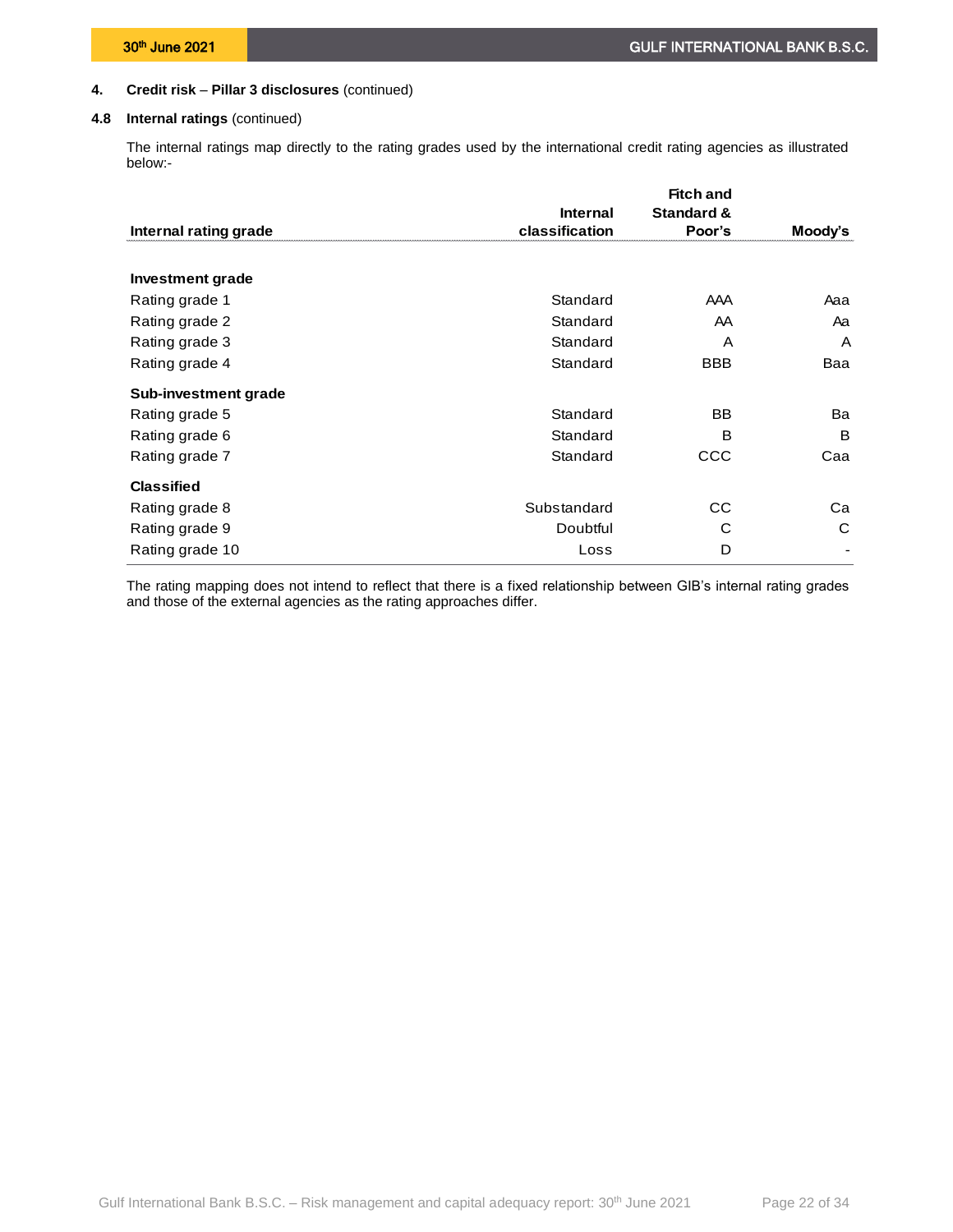## 4. Credit risk – Pillar 3 disclosures (continued)

### 4.8 Internal ratings (continued)

The internal ratings map directly to the rating grades used by the international credit rating agencies as illustrated below:-

| Internal rating grade | Internal classification | Fitch and Standard & Poor's | Moody's |
|---|---|---|---|
| **Investment grade** | | | |
| Rating grade 1 | Standard | AAA | Aaa |
| Rating grade 2 | Standard | AA | Aa |
| Rating grade 3 | Standard | A | A |
| Rating grade 4 | Standard | BBB | Baa |
| **Sub-investment grade** | | | |
| Rating grade 5 | Standard | BB | Ba |
| Rating grade 6 | Standard | B | B |
| Rating grade 7 | Standard | CCC | Caa |
| **Classified** | | | |
| Rating grade 8 | Substandard | CC | Ca |
| Rating grade 9 | Doubtful | C | C |
| Rating grade 10 | Loss | D | - |

The rating mapping does not intend to reflect that there is a fixed relationship between GIB's internal rating grades and those of the external agencies as the rating approaches differ.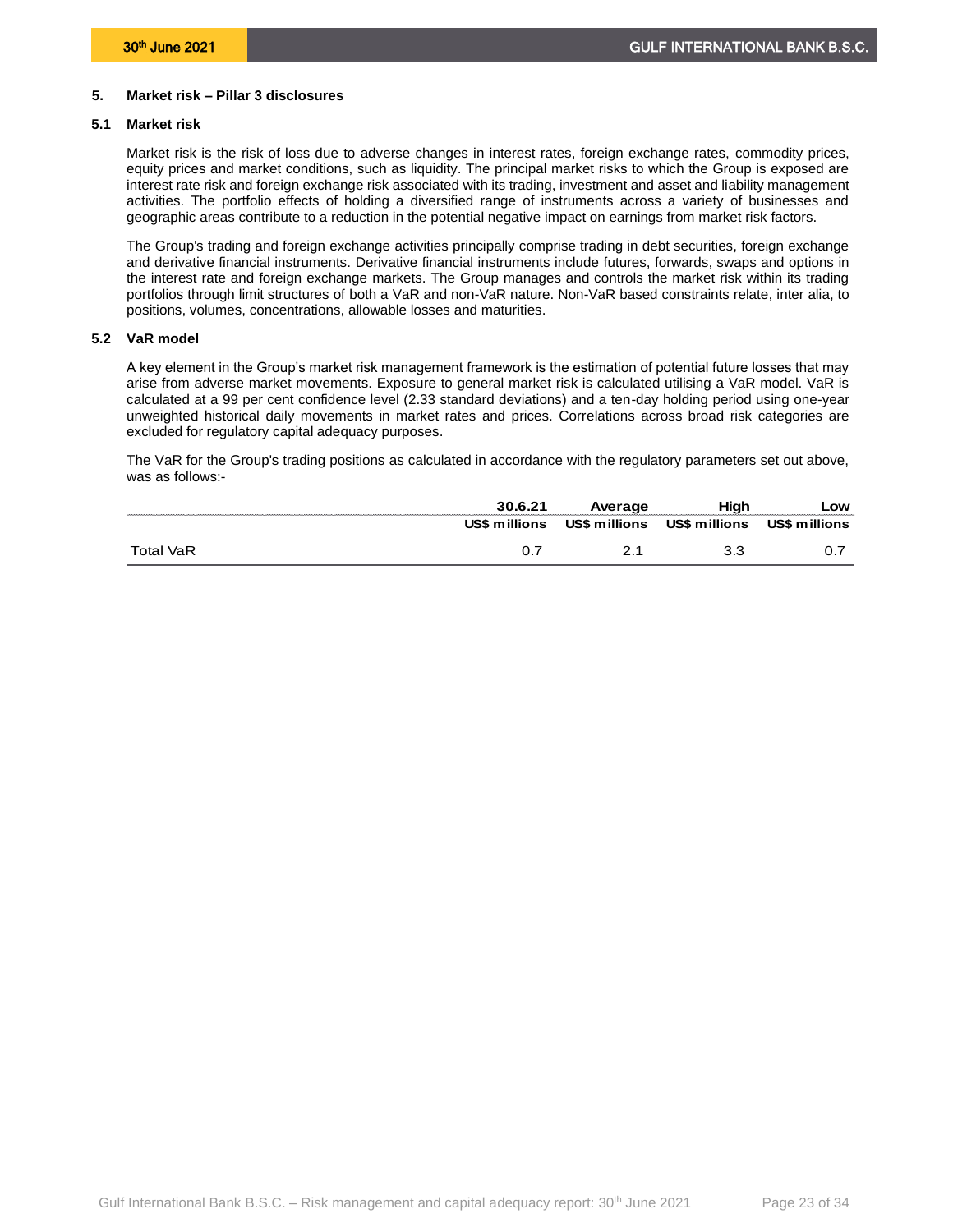## 5. Market risk – Pillar 3 disclosures

### 5.1 Market risk

Market risk is the risk of loss due to adverse changes in interest rates, foreign exchange rates, commodity prices, equity prices and market conditions, such as liquidity. The principal market risks to which the Group is exposed are interest rate risk and foreign exchange risk associated with its trading, investment and asset and liability management activities. The portfolio effects of holding a diversified range of instruments across a variety of businesses and geographic areas contribute to a reduction in the potential negative impact on earnings from market risk factors.

The Group's trading and foreign exchange activities principally comprise trading in debt securities, foreign exchange and derivative financial instruments. Derivative financial instruments include futures, forwards, swaps and options in the interest rate and foreign exchange markets. The Group manages and controls the market risk within its trading portfolios through limit structures of both a VaR and non-VaR nature. Non-VaR based constraints relate, inter alia, to positions, volumes, concentrations, allowable losses and maturities.

### 5.2 VaR model

A key element in the Group's market risk management framework is the estimation of potential future losses that may arise from adverse market movements. Exposure to general market risk is calculated utilising a VaR model. VaR is calculated at a 99 per cent confidence level (2.33 standard deviations) and a ten-day holding period using one-year unweighted historical daily movements in market rates and prices. Correlations across broad risk categories are excluded for regulatory capital adequacy purposes.

The VaR for the Group's trading positions as calculated in accordance with the regulatory parameters set out above, was as follows:-

| | 30.6.21 | Average | High | Low |
|---|---|---|---|---|
| | US$ millions | US$ millions | US$ millions | US$ millions |
| Total VaR | 0.7 | 2.1 | 3.3 | 0.7 |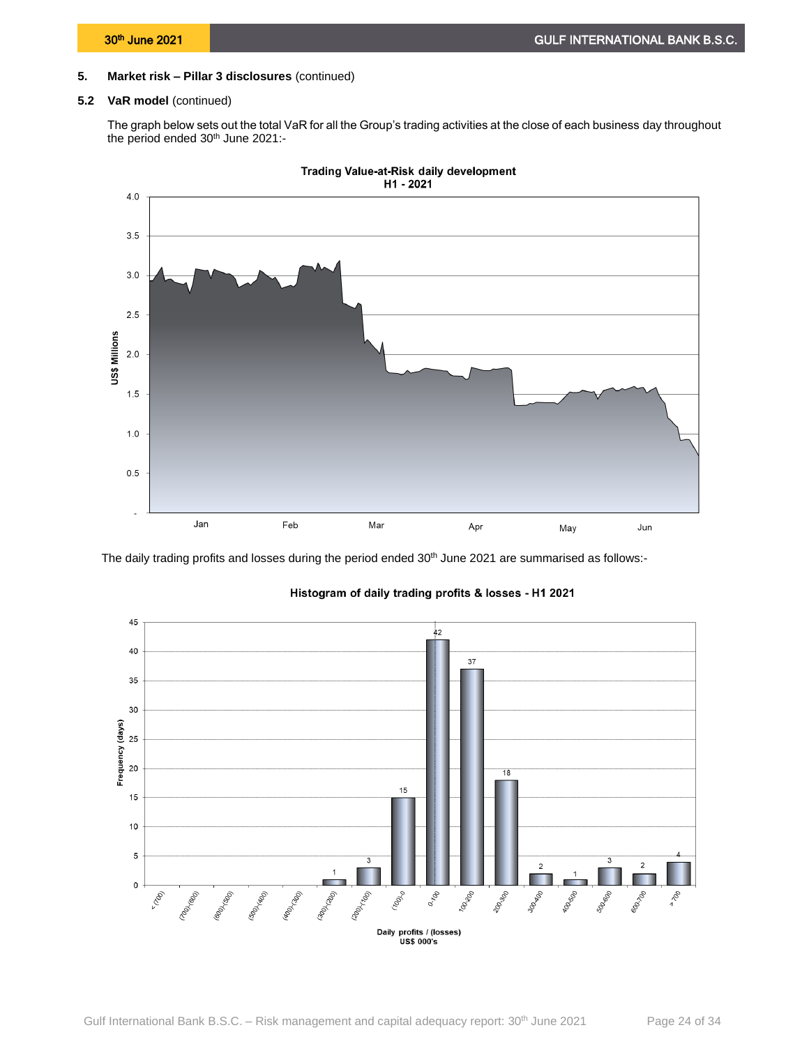## 5. Market risk – Pillar 3 disclosures (continued)

### 5.2 VaR model (continued)

The graph below sets out the total VaR for all the Group's trading activities at the close of each business day throughout the period ended 30th June 2021:-

**Trading Value-at-Risk daily development H1 - 2021**

The daily trading profits and losses during the period ended 30th June 2021 are summarised as follows:-

**Histogram of daily trading profits & losses - H1 2021**

| Daily profits / (losses) US$ 000's | Frequency (days) |
|---|---|
| < (700) | 0 |
| (700)-(600) | 0 |
| (600)-(500) | 0 |
| (500)-(400) | 0 |
| (400)-(300) | 0 |
| (300)-(200) | 1 |
| (200)-(100) | 3 |
| (100)-0 | 15 |
| 0-100 | 42 |
| 100-200 | 37 |
| 200-300 | 18 |
| 300-400 | 2 |
| 400-500 | 1 |
| 500-600 | 3 |
| 600-700 | 2 |
| > 700 | 4 |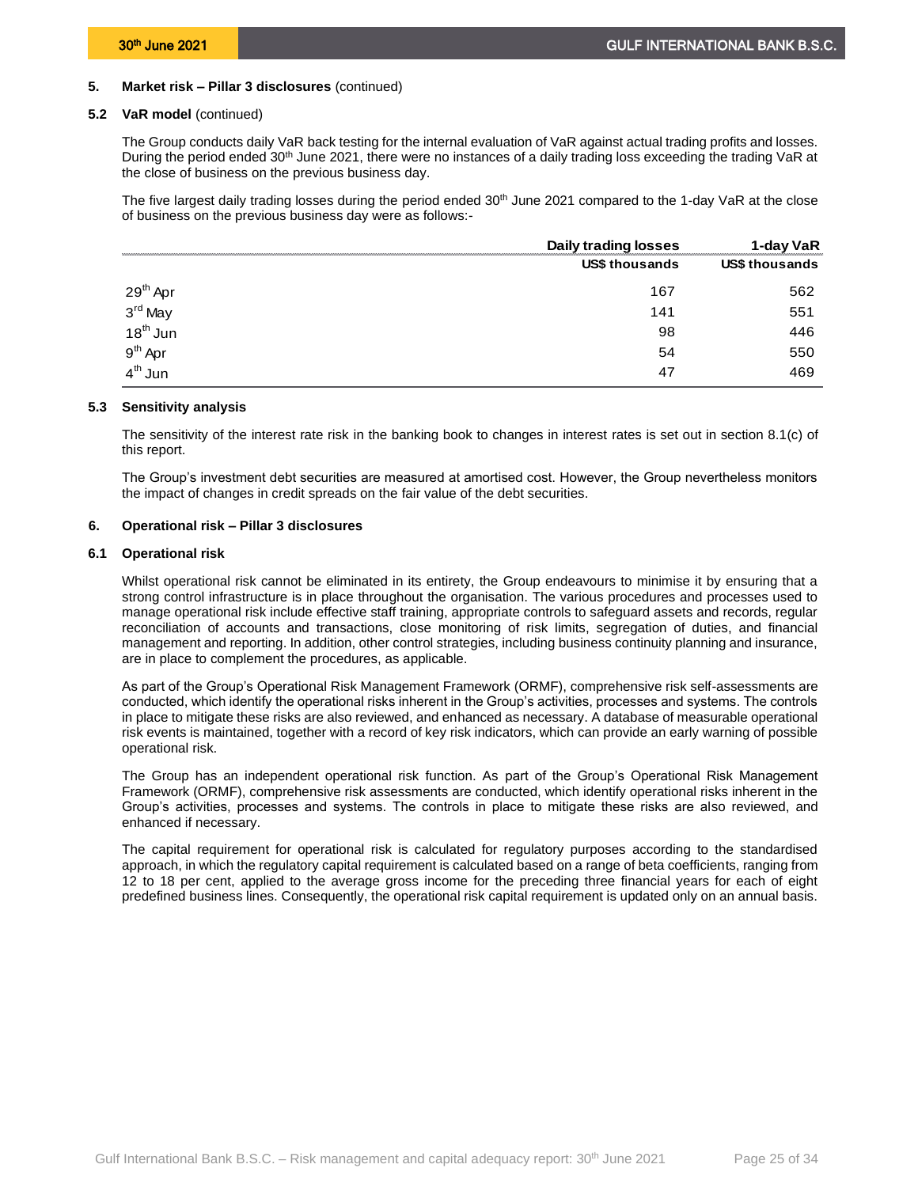## 5. Market risk – Pillar 3 disclosures (continued)

### 5.2 VaR model (continued)

The Group conducts daily VaR back testing for the internal evaluation of VaR against actual trading profits and losses. During the period ended 30th June 2021, there were no instances of a daily trading loss exceeding the trading VaR at the close of business on the previous business day.

The five largest daily trading losses during the period ended 30th June 2021 compared to the 1-day VaR at the close of business on the previous business day were as follows:-

| | Daily trading losses | 1-day VaR |
|---|---|---|
| | US$ thousands | US$ thousands |
| 29th Apr | 167 | 562 |
| 3rd May | 141 | 551 |
| 18th Jun | 98 | 446 |
| 9th Apr | 54 | 550 |
| 4th Jun | 47 | 469 |

### 5.3 Sensitivity analysis

The sensitivity of the interest rate risk in the banking book to changes in interest rates is set out in section 8.1(c) of this report.

The Group's investment debt securities are measured at amortised cost. However, the Group nevertheless monitors the impact of changes in credit spreads on the fair value of the debt securities.

## 6. Operational risk – Pillar 3 disclosures

### 6.1 Operational risk

Whilst operational risk cannot be eliminated in its entirety, the Group endeavours to minimise it by ensuring that a strong control infrastructure is in place throughout the organisation. The various procedures and processes used to manage operational risk include effective staff training, appropriate controls to safeguard assets and records, regular reconciliation of accounts and transactions, close monitoring of risk limits, segregation of duties, and financial management and reporting. In addition, other control strategies, including business continuity planning and insurance, are in place to complement the procedures, as applicable.

As part of the Group's Operational Risk Management Framework (ORMF), comprehensive risk self-assessments are conducted, which identify the operational risks inherent in the Group's activities, processes and systems. The controls in place to mitigate these risks are also reviewed, and enhanced as necessary. A database of measurable operational risk events is maintained, together with a record of key risk indicators, which can provide an early warning of possible operational risk.

The Group has an independent operational risk function. As part of the Group's Operational Risk Management Framework (ORMF), comprehensive risk assessments are conducted, which identify operational risks inherent in the Group's activities, processes and systems. The controls in place to mitigate these risks are also reviewed, and enhanced if necessary.

The capital requirement for operational risk is calculated for regulatory purposes according to the standardised approach, in which the regulatory capital requirement is calculated based on a range of beta coefficients, ranging from 12 to 18 per cent, applied to the average gross income for the preceding three financial years for each of eight predefined business lines. Consequently, the operational risk capital requirement is updated only on an annual basis.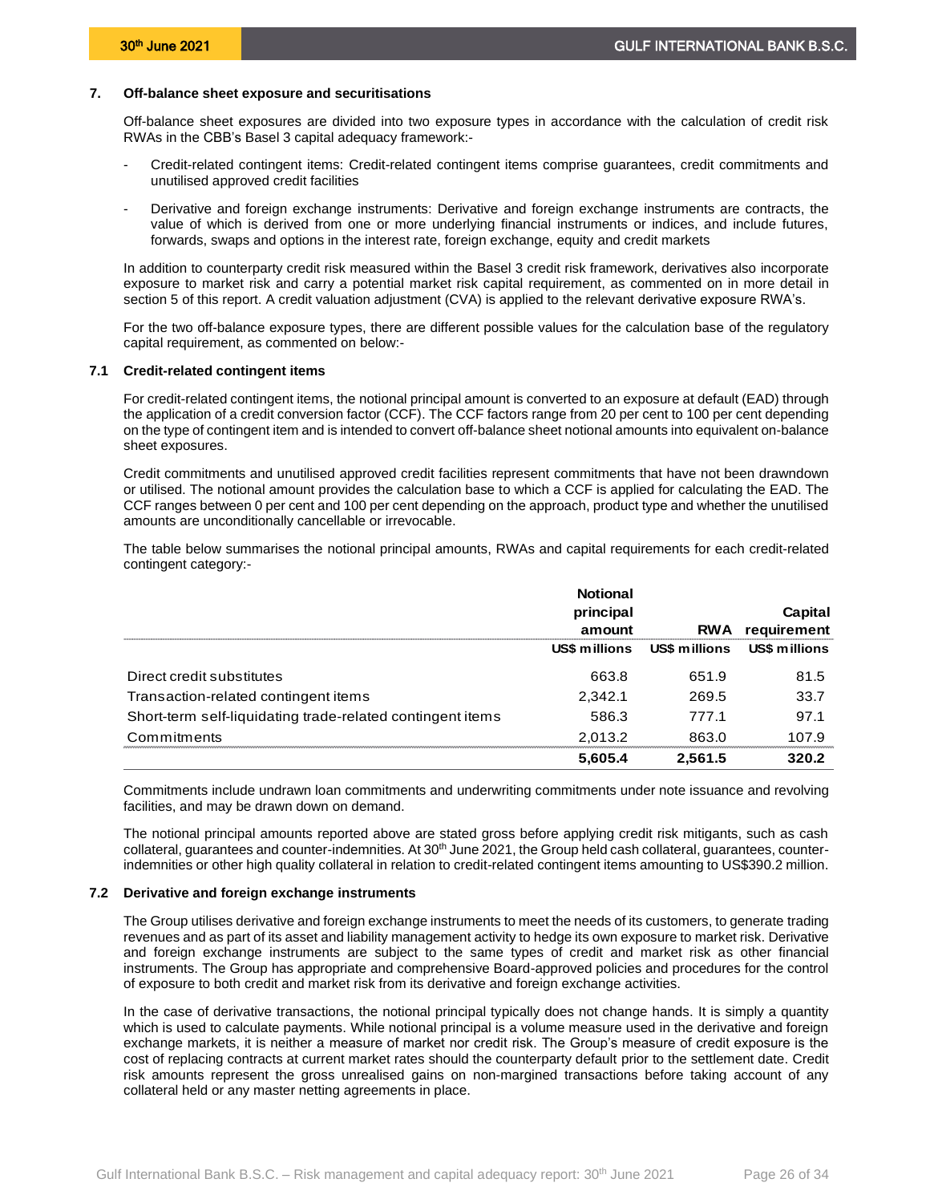## 7. Off-balance sheet exposure and securitisations

Off-balance sheet exposures are divided into two exposure types in accordance with the calculation of credit risk RWAs in the CBB's Basel 3 capital adequacy framework:-

- Credit-related contingent items: Credit-related contingent items comprise guarantees, credit commitments and unutilised approved credit facilities
- Derivative and foreign exchange instruments: Derivative and foreign exchange instruments are contracts, the value of which is derived from one or more underlying financial instruments or indices, and include futures, forwards, swaps and options in the interest rate, foreign exchange, equity and credit markets

In addition to counterparty credit risk measured within the Basel 3 credit risk framework, derivatives also incorporate exposure to market risk and carry a potential market risk capital requirement, as commented on in more detail in section 5 of this report. A credit valuation adjustment (CVA) is applied to the relevant derivative exposure RWA's.

For the two off-balance exposure types, there are different possible values for the calculation base of the regulatory capital requirement, as commented on below:-

### 7.1 Credit-related contingent items

For credit-related contingent items, the notional principal amount is converted to an exposure at default (EAD) through the application of a credit conversion factor (CCF). The CCF factors range from 20 per cent to 100 per cent depending on the type of contingent item and is intended to convert off-balance sheet notional amounts into equivalent on-balance sheet exposures.

Credit commitments and unutilised approved credit facilities represent commitments that have not been drawndown or utilised. The notional amount provides the calculation base to which a CCF is applied for calculating the EAD. The CCF ranges between 0 per cent and 100 per cent depending on the approach, product type and whether the unutilised amounts are unconditionally cancellable or irrevocable.

The table below summarises the notional principal amounts, RWAs and capital requirements for each credit-related contingent category:-

| | Notional principal amount | RWA | Capital requirement |
|---|---|---|---|
| | US$ millions | US$ millions | US$ millions |
| Direct credit substitutes | 663.8 | 651.9 | 81.5 |
| Transaction-related contingent items | 2,342.1 | 269.5 | 33.7 |
| Short-term self-liquidating trade-related contingent items | 586.3 | 777.1 | 97.1 |
| Commitments | 2,013.2 | 863.0 | 107.9 |
| | **5,605.4** | **2,561.5** | **320.2** |

Commitments include undrawn loan commitments and underwriting commitments under note issuance and revolving facilities, and may be drawn down on demand.

The notional principal amounts reported above are stated gross before applying credit risk mitigants, such as cash collateral, guarantees and counter-indemnities. At 30th June 2021, the Group held cash collateral, guarantees, counter-indemnities or other high quality collateral in relation to credit-related contingent items amounting to US$390.2 million.

### 7.2 Derivative and foreign exchange instruments

The Group utilises derivative and foreign exchange instruments to meet the needs of its customers, to generate trading revenues and as part of its asset and liability management activity to hedge its own exposure to market risk. Derivative and foreign exchange instruments are subject to the same types of credit and market risk as other financial instruments. The Group has appropriate and comprehensive Board-approved policies and procedures for the control of exposure to both credit and market risk from its derivative and foreign exchange activities.

In the case of derivative transactions, the notional principal typically does not change hands. It is simply a quantity which is used to calculate payments. While notional principal is a volume measure used in the derivative and foreign exchange markets, it is neither a measure of market nor credit risk. The Group's measure of credit exposure is the cost of replacing contracts at current market rates should the counterparty default prior to the settlement date. Credit risk amounts represent the gross unrealised gains on non-margined transactions before taking account of any collateral held or any master netting agreements in place.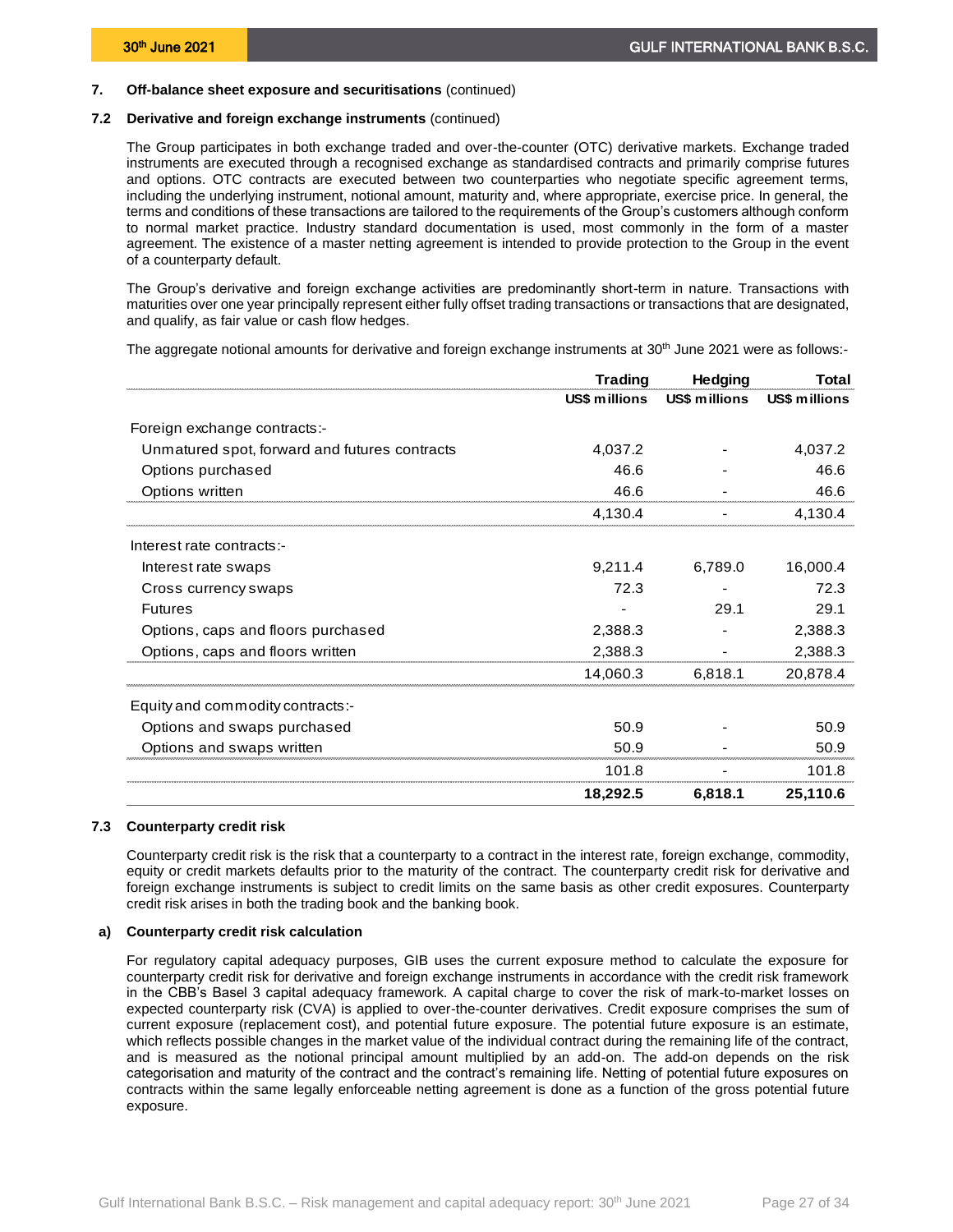## 7. Off-balance sheet exposure and securitisations (continued)

### 7.2 Derivative and foreign exchange instruments (continued)

The Group participates in both exchange traded and over-the-counter (OTC) derivative markets. Exchange traded instruments are executed through a recognised exchange as standardised contracts and primarily comprise futures and options. OTC contracts are executed between two counterparties who negotiate specific agreement terms, including the underlying instrument, notional amount, maturity and, where appropriate, exercise price. In general, the terms and conditions of these transactions are tailored to the requirements of the Group's customers although conform to normal market practice. Industry standard documentation is used, most commonly in the form of a master agreement. The existence of a master netting agreement is intended to provide protection to the Group in the event of a counterparty default.

The Group's derivative and foreign exchange activities are predominantly short-term in nature. Transactions with maturities over one year principally represent either fully offset trading transactions or transactions that are designated, and qualify, as fair value or cash flow hedges.

The aggregate notional amounts for derivative and foreign exchange instruments at 30th June 2021 were as follows:-

| | Trading | Hedging | Total |
|---|---|---|---|
| | US$ millions | US$ millions | US$ millions |
| Foreign exchange contracts:- | | | |
| Unmatured spot, forward and futures contracts | 4,037.2 | - | 4,037.2 |
| Options purchased | 46.6 | - | 46.6 |
| Options written | 46.6 | - | 46.6 |
| | 4,130.4 | - | 4,130.4 |
| Interest rate contracts:- | | | |
| Interest rate swaps | 9,211.4 | 6,789.0 | 16,000.4 |
| Cross currency swaps | 72.3 | - | 72.3 |
| Futures | - | 29.1 | 29.1 |
| Options, caps and floors purchased | 2,388.3 | - | 2,388.3 |
| Options, caps and floors written | 2,388.3 | - | 2,388.3 |
| | 14,060.3 | 6,818.1 | 20,878.4 |
| Equity and commodity contracts:- | | | |
| Options and swaps purchased | 50.9 | - | 50.9 |
| Options and swaps written | 50.9 | - | 50.9 |
| | 101.8 | - | 101.8 |
| | **18,292.5** | **6,818.1** | **25,110.6** |

### 7.3 Counterparty credit risk

Counterparty credit risk is the risk that a counterparty to a contract in the interest rate, foreign exchange, commodity, equity or credit markets defaults prior to the maturity of the contract. The counterparty credit risk for derivative and foreign exchange instruments is subject to credit limits on the same basis as other credit exposures. Counterparty credit risk arises in both the trading book and the banking book.

#### a) Counterparty credit risk calculation

For regulatory capital adequacy purposes, GIB uses the current exposure method to calculate the exposure for counterparty credit risk for derivative and foreign exchange instruments in accordance with the credit risk framework in the CBB's Basel 3 capital adequacy framework. A capital charge to cover the risk of mark-to-market losses on expected counterparty risk (CVA) is applied to over-the-counter derivatives. Credit exposure comprises the sum of current exposure (replacement cost), and potential future exposure. The potential future exposure is an estimate, which reflects possible changes in the market value of the individual contract during the remaining life of the contract, and is measured as the notional principal amount multiplied by an add-on. The add-on depends on the risk categorisation and maturity of the contract and the contract's remaining life. Netting of potential future exposures on contracts within the same legally enforceable netting agreement is done as a function of the gross potential future exposure.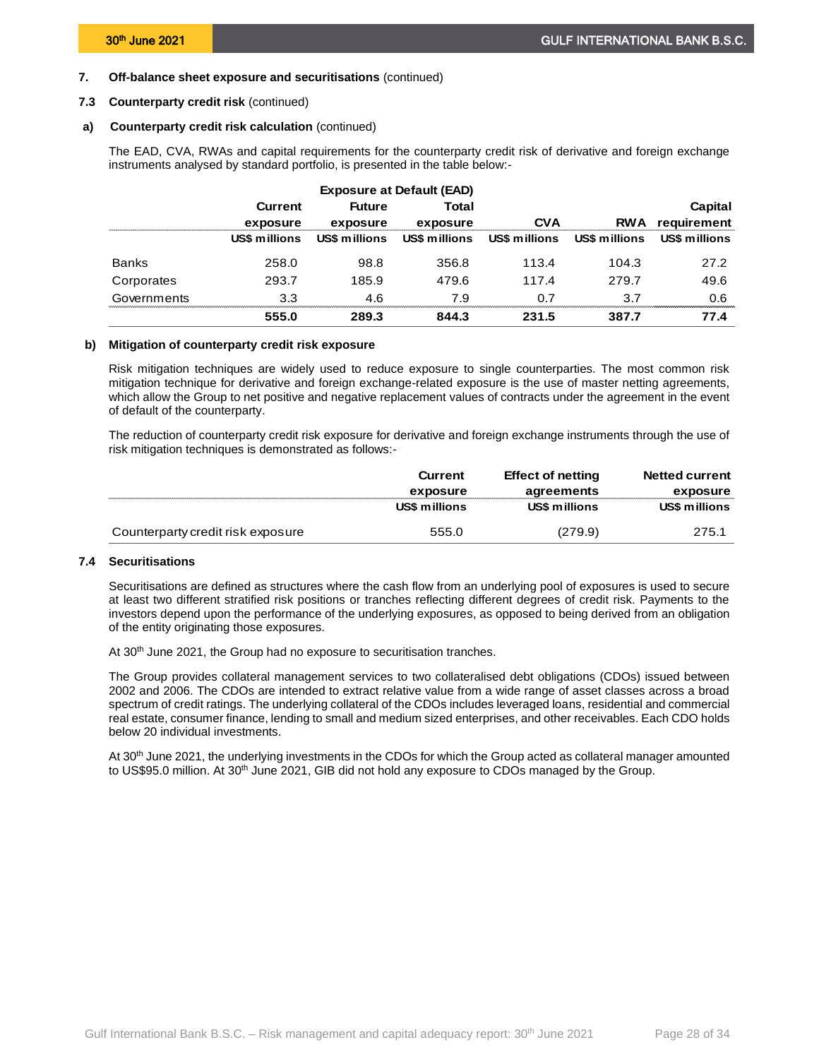## 7. Off-balance sheet exposure and securitisations (continued)

### 7.3 Counterparty credit risk (continued)

#### a) Counterparty credit risk calculation (continued)

The EAD, CVA, RWAs and capital requirements for the counterparty credit risk of derivative and foreign exchange instruments analysed by standard portfolio, is presented in the table below:-

| | Exposure at Default (EAD) | | | | | |
|---|---|---|---|---|---|---|
| | Current exposure | Future exposure | Total exposure | CVA | RWA | Capital requirement |
| | US$ millions | US$ millions | US$ millions | US$ millions | US$ millions | US$ millions |
| Banks | 258.0 | 98.8 | 356.8 | 113.4 | 104.3 | 27.2 |
| Corporates | 293.7 | 185.9 | 479.6 | 117.4 | 279.7 | 49.6 |
| Governments | 3.3 | 4.6 | 7.9 | 0.7 | 3.7 | 0.6 |
| | **555.0** | **289.3** | **844.3** | **231.5** | **387.7** | **77.4** |

#### b) Mitigation of counterparty credit risk exposure

Risk mitigation techniques are widely used to reduce exposure to single counterparties. The most common risk mitigation technique for derivative and foreign exchange-related exposure is the use of master netting agreements, which allow the Group to net positive and negative replacement values of contracts under the agreement in the event of default of the counterparty.

The reduction of counterparty credit risk exposure for derivative and foreign exchange instruments through the use of risk mitigation techniques is demonstrated as follows:-

| | Current exposure | Effect of netting agreements | Netted current exposure |
|---|---|---|---|
| | US$ millions | US$ millions | US$ millions |
| Counterparty credit risk exposure | 555.0 | (279.9) | 275.1 |

### 7.4 Securitisations

Securitisations are defined as structures where the cash flow from an underlying pool of exposures is used to secure at least two different stratified risk positions or tranches reflecting different degrees of credit risk. Payments to the investors depend upon the performance of the underlying exposures, as opposed to being derived from an obligation of the entity originating those exposures.

At 30th June 2021, the Group had no exposure to securitisation tranches.

The Group provides collateral management services to two collateralised debt obligations (CDOs) issued between 2002 and 2006. The CDOs are intended to extract relative value from a wide range of asset classes across a broad spectrum of credit ratings. The underlying collateral of the CDOs includes leveraged loans, residential and commercial real estate, consumer finance, lending to small and medium sized enterprises, and other receivables. Each CDO holds below 20 individual investments.

At 30th June 2021, the underlying investments in the CDOs for which the Group acted as collateral manager amounted to US$95.0 million. At 30th June 2021, GIB did not hold any exposure to CDOs managed by the Group.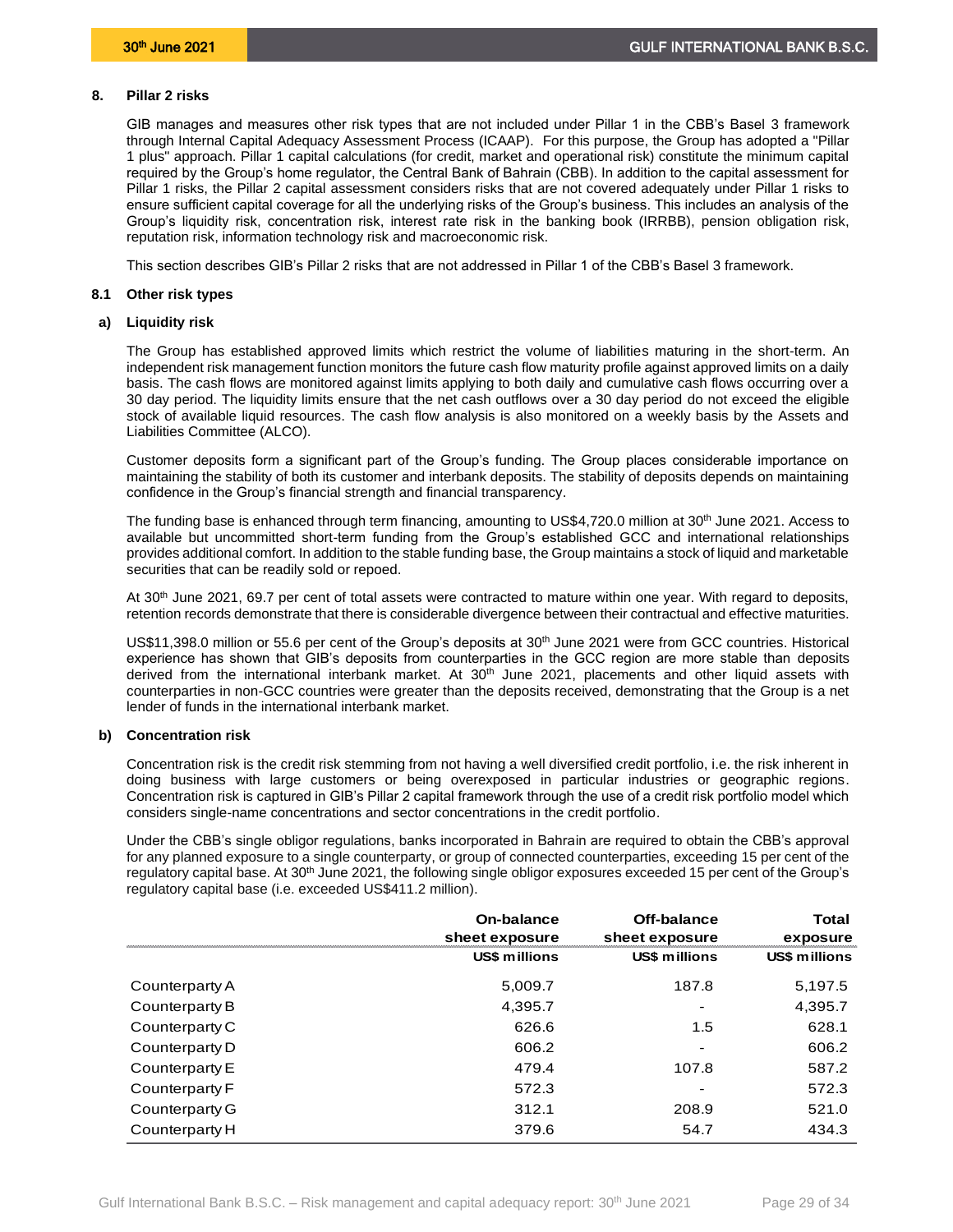## 8. Pillar 2 risks

GIB manages and measures other risk types that are not included under Pillar 1 in the CBB's Basel 3 framework through Internal Capital Adequacy Assessment Process (ICAAP). For this purpose, the Group has adopted a "Pillar 1 plus" approach. Pillar 1 capital calculations (for credit, market and operational risk) constitute the minimum capital required by the Group's home regulator, the Central Bank of Bahrain (CBB). In addition to the capital assessment for Pillar 1 risks, the Pillar 2 capital assessment considers risks that are not covered adequately under Pillar 1 risks to ensure sufficient capital coverage for all the underlying risks of the Group's business. This includes an analysis of the Group's liquidity risk, concentration risk, interest rate risk in the banking book (IRRBB), pension obligation risk, reputation risk, information technology risk and macroeconomic risk.

This section describes GIB's Pillar 2 risks that are not addressed in Pillar 1 of the CBB's Basel 3 framework.

### 8.1 Other risk types

#### a) Liquidity risk

The Group has established approved limits which restrict the volume of liabilities maturing in the short-term. An independent risk management function monitors the future cash flow maturity profile against approved limits on a daily basis. The cash flows are monitored against limits applying to both daily and cumulative cash flows occurring over a 30 day period. The liquidity limits ensure that the net cash outflows over a 30 day period do not exceed the eligible stock of available liquid resources. The cash flow analysis is also monitored on a weekly basis by the Assets and Liabilities Committee (ALCO).

Customer deposits form a significant part of the Group's funding. The Group places considerable importance on maintaining the stability of both its customer and interbank deposits. The stability of deposits depends on maintaining confidence in the Group's financial strength and financial transparency.

The funding base is enhanced through term financing, amounting to US$4,720.0 million at 30th June 2021. Access to available but uncommitted short-term funding from the Group's established GCC and international relationships provides additional comfort. In addition to the stable funding base, the Group maintains a stock of liquid and marketable securities that can be readily sold or repoed.

At 30th June 2021, 69.7 per cent of total assets were contracted to mature within one year. With regard to deposits, retention records demonstrate that there is considerable divergence between their contractual and effective maturities.

US$11,398.0 million or 55.6 per cent of the Group's deposits at 30th June 2021 were from GCC countries. Historical experience has shown that GIB's deposits from counterparties in the GCC region are more stable than deposits derived from the international interbank market. At 30th June 2021, placements and other liquid assets with counterparties in non-GCC countries were greater than the deposits received, demonstrating that the Group is a net lender of funds in the international interbank market.

#### b) Concentration risk

Concentration risk is the credit risk stemming from not having a well diversified credit portfolio, i.e. the risk inherent in doing business with large customers or being overexposed in particular industries or geographic regions. Concentration risk is captured in GIB's Pillar 2 capital framework through the use of a credit risk portfolio model which considers single-name concentrations and sector concentrations in the credit portfolio.

Under the CBB's single obligor regulations, banks incorporated in Bahrain are required to obtain the CBB's approval for any planned exposure to a single counterparty, or group of connected counterparties, exceeding 15 per cent of the regulatory capital base. At 30th June 2021, the following single obligor exposures exceeded 15 per cent of the Group's regulatory capital base (i.e. exceeded US$411.2 million).

| | On-balance sheet exposure | Off-balance sheet exposure | Total exposure |
|---|---|---|---|
| | US$ millions | US$ millions | US$ millions |
| Counterparty A | 5,009.7 | 187.8 | 5,197.5 |
| Counterparty B | 4,395.7 | - | 4,395.7 |
| Counterparty C | 626.6 | 1.5 | 628.1 |
| Counterparty D | 606.2 | - | 606.2 |
| Counterparty E | 479.4 | 107.8 | 587.2 |
| Counterparty F | 572.3 | - | 572.3 |
| Counterparty G | 312.1 | 208.9 | 521.0 |
| Counterparty H | 379.6 | 54.7 | 434.3 |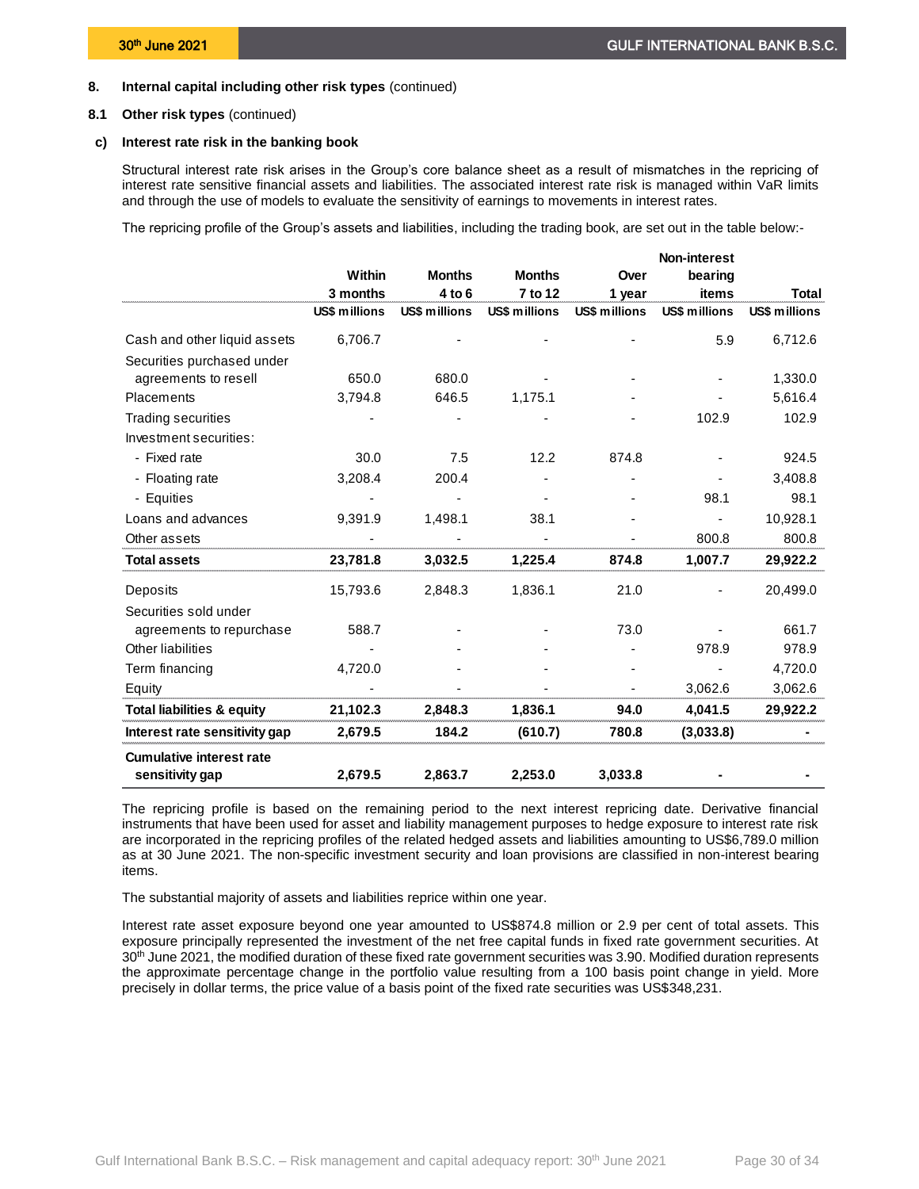**8. Internal capital including other risk types** (continued)

**8.1 Other risk types** (continued)

**c) Interest rate risk in the banking book**

Structural interest rate risk arises in the Group's core balance sheet as a result of mismatches in the repricing of interest rate sensitive financial assets and liabilities. The associated interest rate risk is managed within VaR limits and through the use of models to evaluate the sensitivity of earnings to movements in interest rates.

The repricing profile of the Group's assets and liabilities, including the trading book, are set out in the table below:-

| | Within 3 months | Months 4 to 6 | Months 7 to 12 | Over 1 year | Non-interest bearing items | Total |
|---|---|---|---|---|---|---|
| | US$ millions | US$ millions | US$ millions | US$ millions | US$ millions | US$ millions |
| Cash and other liquid assets | 6,706.7 | - | - | - | 5.9 | 6,712.6 |
| Securities purchased under agreements to resell | 650.0 | 680.0 | - | - | - | 1,330.0 |
| Placements | 3,794.8 | 646.5 | 1,175.1 | - | - | 5,616.4 |
| Trading securities | - | - | - | - | 102.9 | 102.9 |
| Investment securities: | | | | | | |
| - Fixed rate | 30.0 | 7.5 | 12.2 | 874.8 | - | 924.5 |
| - Floating rate | 3,208.4 | 200.4 | - | - | - | 3,408.8 |
| - Equities | - | - | - | - | 98.1 | 98.1 |
| Loans and advances | 9,391.9 | 1,498.1 | 38.1 | - | - | 10,928.1 |
| Other assets | - | - | - | - | 800.8 | 800.8 |
| **Total assets** | **23,781.8** | **3,032.5** | **1,225.4** | **874.8** | **1,007.7** | **29,922.2** |
| Deposits | 15,793.6 | 2,848.3 | 1,836.1 | 21.0 | - | 20,499.0 |
| Securities sold under agreements to repurchase | 588.7 | - | - | 73.0 | - | 661.7 |
| Other liabilities | - | - | - | - | 978.9 | 978.9 |
| Term financing | 4,720.0 | - | - | - | - | 4,720.0 |
| Equity | - | - | - | - | 3,062.6 | 3,062.6 |
| **Total liabilities & equity** | **21,102.3** | **2,848.3** | **1,836.1** | **94.0** | **4,041.5** | **29,922.2** |
| **Interest rate sensitivity gap** | **2,679.5** | **184.2** | **(610.7)** | **780.8** | **(3,033.8)** | **-** |
| **Cumulative interest rate sensitivity gap** | **2,679.5** | **2,863.7** | **2,253.0** | **3,033.8** | **-** | **-** |

The repricing profile is based on the remaining period to the next interest repricing date. Derivative financial instruments that have been used for asset and liability management purposes to hedge exposure to interest rate risk are incorporated in the repricing profiles of the related hedged assets and liabilities amounting to US$6,789.0 million as at 30 June 2021. The non-specific investment security and loan provisions are classified in non-interest bearing items.

The substantial majority of assets and liabilities reprice within one year.

Interest rate asset exposure beyond one year amounted to US$874.8 million or 2.9 per cent of total assets. This exposure principally represented the investment of the net free capital funds in fixed rate government securities. At 30th June 2021, the modified duration of these fixed rate government securities was 3.90. Modified duration represents the approximate percentage change in the portfolio value resulting from a 100 basis point change in yield. More precisely in dollar terms, the price value of a basis point of the fixed rate securities was US$348,231.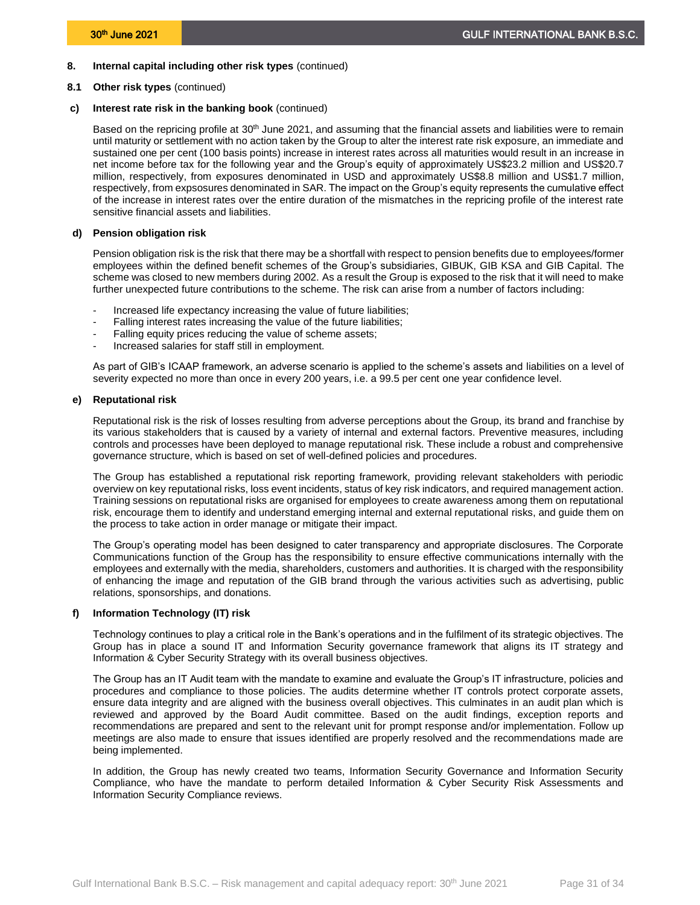## 8. Internal capital including other risk types (continued)

### 8.1 Other risk types (continued)

#### c) Interest rate risk in the banking book (continued)

Based on the repricing profile at 30th June 2021, and assuming that the financial assets and liabilities were to remain until maturity or settlement with no action taken by the Group to alter the interest rate risk exposure, an immediate and sustained one per cent (100 basis points) increase in interest rates across all maturities would result in an increase in net income before tax for the following year and the Group's equity of approximately US$23.2 million and US$20.7 million, respectively, from exposures denominated in USD and approximately US$8.8 million and US$1.7 million, respectively, from expsosures denominated in SAR. The impact on the Group's equity represents the cumulative effect of the increase in interest rates over the entire duration of the mismatches in the repricing profile of the interest rate sensitive financial assets and liabilities.

#### d) Pension obligation risk

Pension obligation risk is the risk that there may be a shortfall with respect to pension benefits due to employees/former employees within the defined benefit schemes of the Group's subsidiaries, GIBUK, GIB KSA and GIB Capital. The scheme was closed to new members during 2002. As a result the Group is exposed to the risk that it will need to make further unexpected future contributions to the scheme. The risk can arise from a number of factors including:

- Increased life expectancy increasing the value of future liabilities;
- Falling interest rates increasing the value of the future liabilities;
- Falling equity prices reducing the value of scheme assets;
- Increased salaries for staff still in employment.

As part of GIB's ICAAP framework, an adverse scenario is applied to the scheme's assets and liabilities on a level of severity expected no more than once in every 200 years, i.e. a 99.5 per cent one year confidence level.

#### e) Reputational risk

Reputational risk is the risk of losses resulting from adverse perceptions about the Group, its brand and franchise by its various stakeholders that is caused by a variety of internal and external factors. Preventive measures, including controls and processes have been deployed to manage reputational risk. These include a robust and comprehensive governance structure, which is based on set of well-defined policies and procedures.

The Group has established a reputational risk reporting framework, providing relevant stakeholders with periodic overview on key reputational risks, loss event incidents, status of key risk indicators, and required management action. Training sessions on reputational risks are organised for employees to create awareness among them on reputational risk, encourage them to identify and understand emerging internal and external reputational risks, and guide them on the process to take action in order manage or mitigate their impact.

The Group's operating model has been designed to cater transparency and appropriate disclosures. The Corporate Communications function of the Group has the responsibility to ensure effective communications internally with the employees and externally with the media, shareholders, customers and authorities. It is charged with the responsibility of enhancing the image and reputation of the GIB brand through the various activities such as advertising, public relations, sponsorships, and donations.

#### f) Information Technology (IT) risk

Technology continues to play a critical role in the Bank's operations and in the fulfilment of its strategic objectives. The Group has in place a sound IT and Information Security governance framework that aligns its IT strategy and Information & Cyber Security Strategy with its overall business objectives.

The Group has an IT Audit team with the mandate to examine and evaluate the Group's IT infrastructure, policies and procedures and compliance to those policies. The audits determine whether IT controls protect corporate assets, ensure data integrity and are aligned with the business overall objectives. This culminates in an audit plan which is reviewed and approved by the Board Audit committee. Based on the audit findings, exception reports and recommendations are prepared and sent to the relevant unit for prompt response and/or implementation. Follow up meetings are also made to ensure that issues identified are properly resolved and the recommendations made are being implemented.

In addition, the Group has newly created two teams, Information Security Governance and Information Security Compliance, who have the mandate to perform detailed Information & Cyber Security Risk Assessments and Information Security Compliance reviews.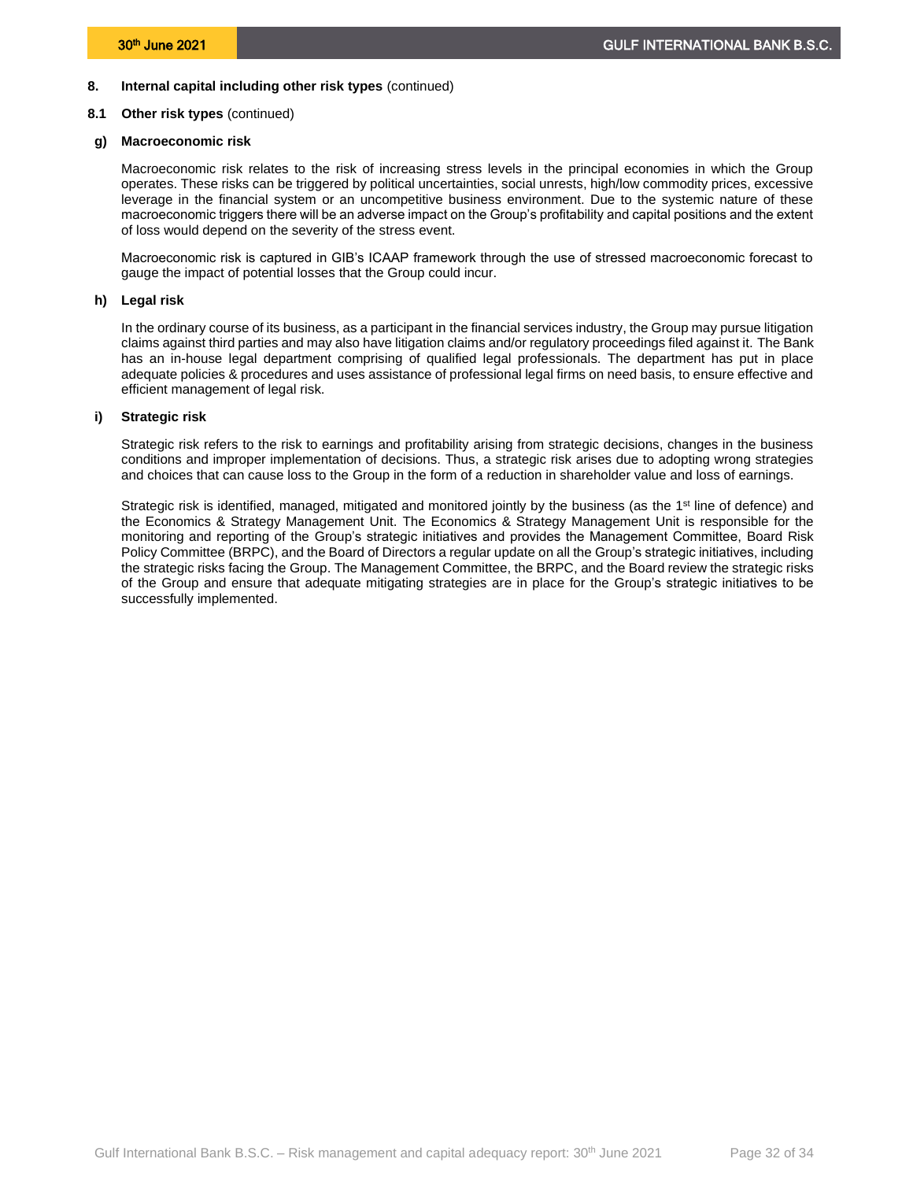## 8. Internal capital including other risk types (continued)

### 8.1 Other risk types (continued)

#### g) Macroeconomic risk

Macroeconomic risk relates to the risk of increasing stress levels in the principal economies in which the Group operates. These risks can be triggered by political uncertainties, social unrests, high/low commodity prices, excessive leverage in the financial system or an uncompetitive business environment. Due to the systemic nature of these macroeconomic triggers there will be an adverse impact on the Group's profitability and capital positions and the extent of loss would depend on the severity of the stress event.

Macroeconomic risk is captured in GIB's ICAAP framework through the use of stressed macroeconomic forecast to gauge the impact of potential losses that the Group could incur.

#### h) Legal risk

In the ordinary course of its business, as a participant in the financial services industry, the Group may pursue litigation claims against third parties and may also have litigation claims and/or regulatory proceedings filed against it. The Bank has an in-house legal department comprising of qualified legal professionals. The department has put in place adequate policies & procedures and uses assistance of professional legal firms on need basis, to ensure effective and efficient management of legal risk.

#### i) Strategic risk

Strategic risk refers to the risk to earnings and profitability arising from strategic decisions, changes in the business conditions and improper implementation of decisions. Thus, a strategic risk arises due to adopting wrong strategies and choices that can cause loss to the Group in the form of a reduction in shareholder value and loss of earnings.

Strategic risk is identified, managed, mitigated and monitored jointly by the business (as the 1st line of defence) and the Economics & Strategy Management Unit. The Economics & Strategy Management Unit is responsible for the monitoring and reporting of the Group's strategic initiatives and provides the Management Committee, Board Risk Policy Committee (BRPC), and the Board of Directors a regular update on all the Group's strategic initiatives, including the strategic risks facing the Group. The Management Committee, the BRPC, and the Board review the strategic risks of the Group and ensure that adequate mitigating strategies are in place for the Group's strategic initiatives to be successfully implemented.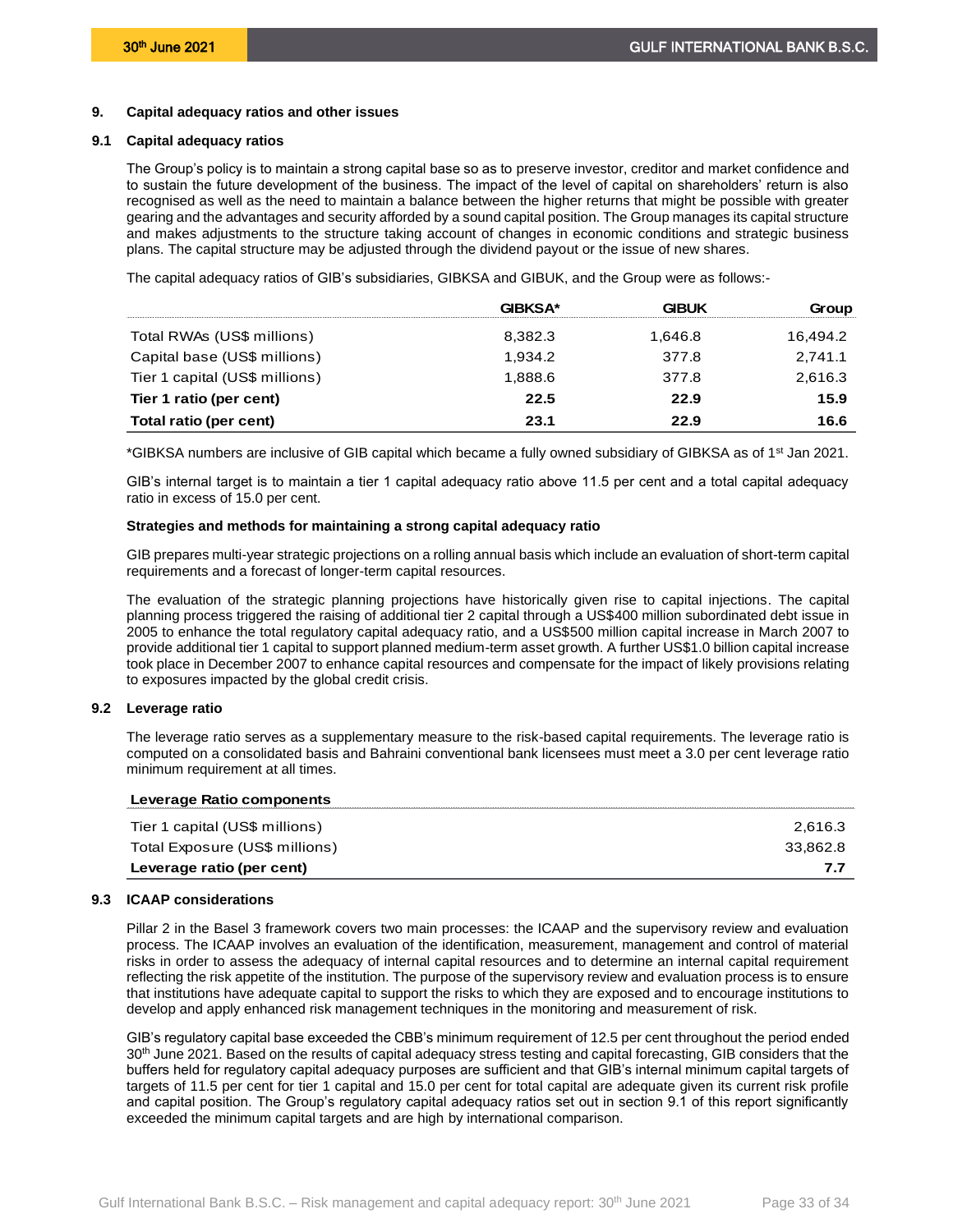## 9. Capital adequacy ratios and other issues

### 9.1 Capital adequacy ratios

The Group's policy is to maintain a strong capital base so as to preserve investor, creditor and market confidence and to sustain the future development of the business. The impact of the level of capital on shareholders' return is also recognised as well as the need to maintain a balance between the higher returns that might be possible with greater gearing and the advantages and security afforded by a sound capital position. The Group manages its capital structure and makes adjustments to the structure taking account of changes in economic conditions and strategic business plans. The capital structure may be adjusted through the dividend payout or the issue of new shares.

The capital adequacy ratios of GIB's subsidiaries, GIBKSA and GIBUK, and the Group were as follows:-

| | GIBKSA* | GIBUK | Group |
|---|---|---|---|
| Total RWAs (US$ millions) | 8,382.3 | 1,646.8 | 16,494.2 |
| Capital base (US$ millions) | 1,934.2 | 377.8 | 2,741.1 |
| Tier 1 capital (US$ millions) | 1,888.6 | 377.8 | 2,616.3 |
| **Tier 1 ratio (per cent)** | **22.5** | **22.9** | **15.9** |
| **Total ratio (per cent)** | **23.1** | **22.9** | **16.6** |

*GIBKSA numbers are inclusive of GIB capital which became a fully owned subsidiary of GIBKSA as of 1st Jan 2021.

GIB's internal target is to maintain a tier 1 capital adequacy ratio above 11.5 per cent and a total capital adequacy ratio in excess of 15.0 per cent.

**Strategies and methods for maintaining a strong capital adequacy ratio**

GIB prepares multi-year strategic projections on a rolling annual basis which include an evaluation of short-term capital requirements and a forecast of longer-term capital resources.

The evaluation of the strategic planning projections have historically given rise to capital injections. The capital planning process triggered the raising of additional tier 2 capital through a US$400 million subordinated debt issue in 2005 to enhance the total regulatory capital adequacy ratio, and a US$500 million capital increase in March 2007 to provide additional tier 1 capital to support planned medium-term asset growth. A further US$1.0 billion capital increase took place in December 2007 to enhance capital resources and compensate for the impact of likely provisions relating to exposures impacted by the global credit crisis.

### 9.2 Leverage ratio

The leverage ratio serves as a supplementary measure to the risk-based capital requirements. The leverage ratio is computed on a consolidated basis and Bahraini conventional bank licensees must meet a 3.0 per cent leverage ratio minimum requirement at all times.

| Leverage Ratio components | |
|---|---|
| Tier 1 capital (US$ millions) | 2,616.3 |
| Total Exposure (US$ millions) | 33,862.8 |
| **Leverage ratio (per cent)** | **7.7** |

### 9.3 ICAAP considerations

Pillar 2 in the Basel 3 framework covers two main processes: the ICAAP and the supervisory review and evaluation process. The ICAAP involves an evaluation of the identification, measurement, management and control of material risks in order to assess the adequacy of internal capital resources and to determine an internal capital requirement reflecting the risk appetite of the institution. The purpose of the supervisory review and evaluation process is to ensure that institutions have adequate capital to support the risks to which they are exposed and to encourage institutions to develop and apply enhanced risk management techniques in the monitoring and measurement of risk.

GIB's regulatory capital base exceeded the CBB's minimum requirement of 12.5 per cent throughout the period ended 30th June 2021. Based on the results of capital adequacy stress testing and capital forecasting, GIB considers that the buffers held for regulatory capital adequacy purposes are sufficient and that GIB's internal minimum capital targets of targets of 11.5 per cent for tier 1 capital and 15.0 per cent for total capital are adequate given its current risk profile and capital position. The Group's regulatory capital adequacy ratios set out in section 9.1 of this report significantly exceeded the minimum capital targets and are high by international comparison.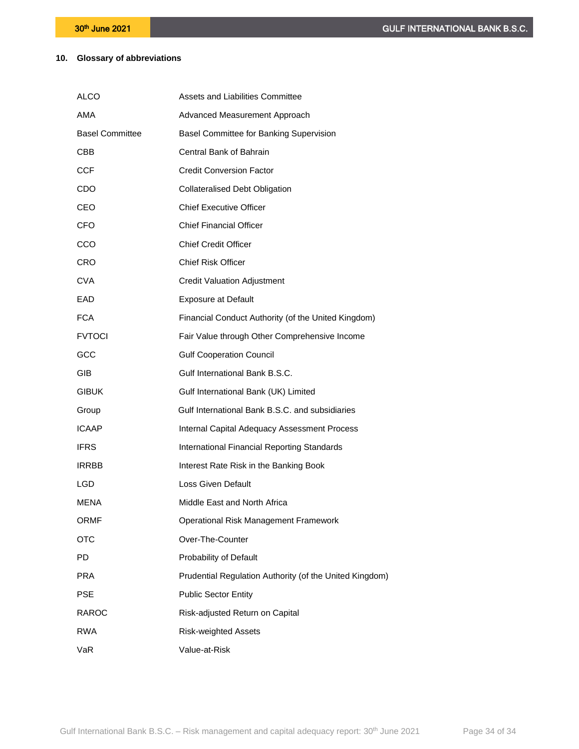## 10. Glossary of abbreviations

| | |
|---|---|
| ALCO | Assets and Liabilities Committee |
| AMA | Advanced Measurement Approach |
| Basel Committee | Basel Committee for Banking Supervision |
| CBB | Central Bank of Bahrain |
| CCF | Credit Conversion Factor |
| CDO | Collateralised Debt Obligation |
| CEO | Chief Executive Officer |
| CFO | Chief Financial Officer |
| CCO | Chief Credit Officer |
| CRO | Chief Risk Officer |
| CVA | Credit Valuation Adjustment |
| EAD | Exposure at Default |
| FCA | Financial Conduct Authority (of the United Kingdom) |
| FVTOCI | Fair Value through Other Comprehensive Income |
| GCC | Gulf Cooperation Council |
| GIB | Gulf International Bank B.S.C. |
| GIBUK | Gulf International Bank (UK) Limited |
| Group | Gulf International Bank B.S.C. and subsidiaries |
| ICAAP | Internal Capital Adequacy Assessment Process |
| IFRS | International Financial Reporting Standards |
| IRRBB | Interest Rate Risk in the Banking Book |
| LGD | Loss Given Default |
| MENA | Middle East and North Africa |
| ORMF | Operational Risk Management Framework |
| OTC | Over-The-Counter |
| PD | Probability of Default |
| PRA | Prudential Regulation Authority (of the United Kingdom) |
| PSE | Public Sector Entity |
| RAROC | Risk-adjusted Return on Capital |
| RWA | Risk-weighted Assets |
| VaR | Value-at-Risk |